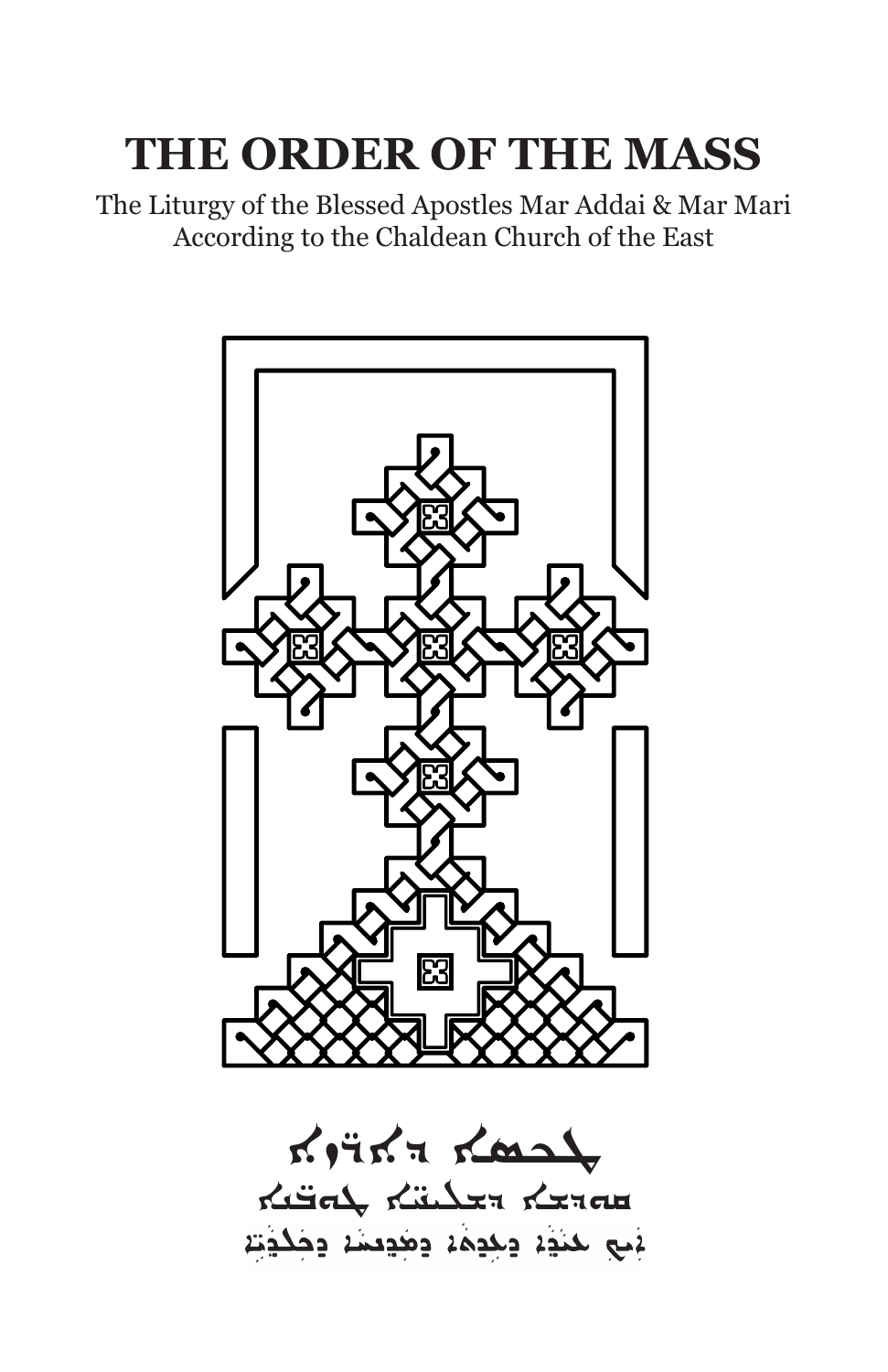# THE ORDER OF THE MASS

The Liturgy of the Blessed Apostles Mar Addai & Mar Mari
According to the Chaldean Church of the East

ܛܟܣܐ ܕܐܪ̈ܙܐ

ܩܘܕܫܐ ܕܫܠܝ̈ܚܐ ܛܘܒܢ̈ܐ

ܐܝܟ ܥܝܕܐ ܕܥܕܬܐ ܕܡܕܢܚܐ ܟܠܕܝܬܐ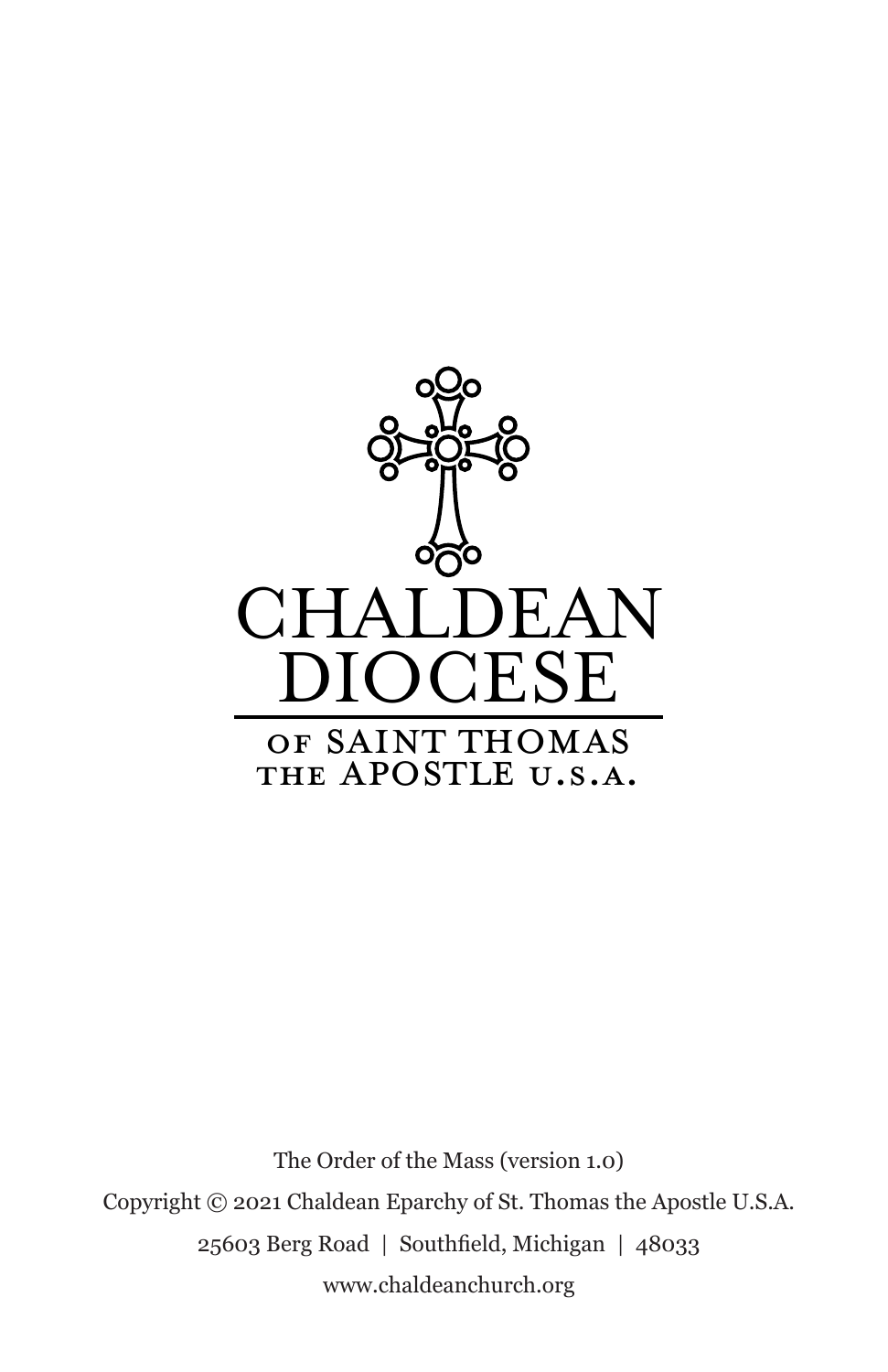CHALDEAN DIOCESE

OF SAINT THOMAS THE APOSTLE U.S.A.

The Order of the Mass (version 1.0)

Copyright © 2021 Chaldean Eparchy of St. Thomas the Apostle U.S.A.

25603 Berg Road | Southfield, Michigan | 48033

www.chaldeanchurch.org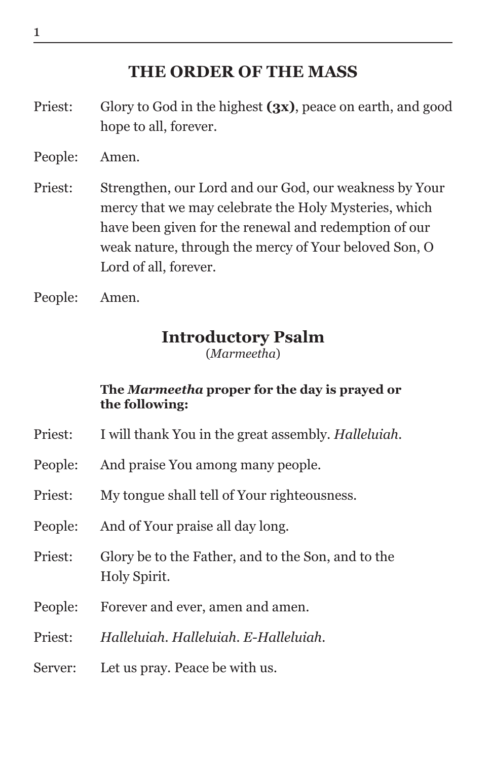# THE ORDER OF THE MASS

Priest: Glory to God in the highest **(3x)**, peace on earth, and good hope to all, forever.

People: Amen.

Priest: Strengthen, our Lord and our God, our weakness by Your mercy that we may celebrate the Holy Mysteries, which have been given for the renewal and redemption of our weak nature, through the mercy of Your beloved Son, O Lord of all, forever.

People: Amen.

## Introductory Psalm

(*Marmeetha*)

**The *Marmeetha* proper for the day is prayed or the following:**

Priest: I will thank You in the great assembly. *Halleluiah.*

People: And praise You among many people.

Priest: My tongue shall tell of Your righteousness.

People: And of Your praise all day long.

Priest: Glory be to the Father, and to the Son, and to the Holy Spirit.

People: Forever and ever, amen and amen.

Priest: *Halleluiah. Halleluiah. E-Halleluiah.*

Server: Let us pray. Peace be with us.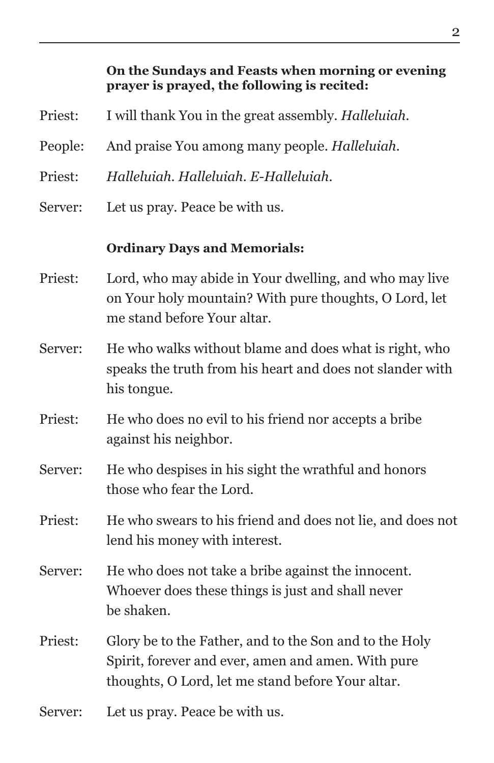**On the Sundays and Feasts when morning or evening prayer is prayed, the following is recited:**

Priest: I will thank You in the great assembly. *Halleluiah.*

People: And praise You among many people. *Halleluiah.*

Priest: *Halleluiah. Halleluiah. E-Halleluiah.*

Server: Let us pray. Peace be with us.

**Ordinary Days and Memorials:**

Priest: Lord, who may abide in Your dwelling, and who may live on Your holy mountain? With pure thoughts, O Lord, let me stand before Your altar.

Server: He who walks without blame and does what is right, who speaks the truth from his heart and does not slander with his tongue.

Priest: He who does no evil to his friend nor accepts a bribe against his neighbor.

Server: He who despises in his sight the wrathful and honors those who fear the Lord.

Priest: He who swears to his friend and does not lie, and does not lend his money with interest.

Server: He who does not take a bribe against the innocent. Whoever does these things is just and shall never be shaken.

Priest: Glory be to the Father, and to the Son and to the Holy Spirit, forever and ever, amen and amen. With pure thoughts, O Lord, let me stand before Your altar.

Server: Let us pray. Peace be with us.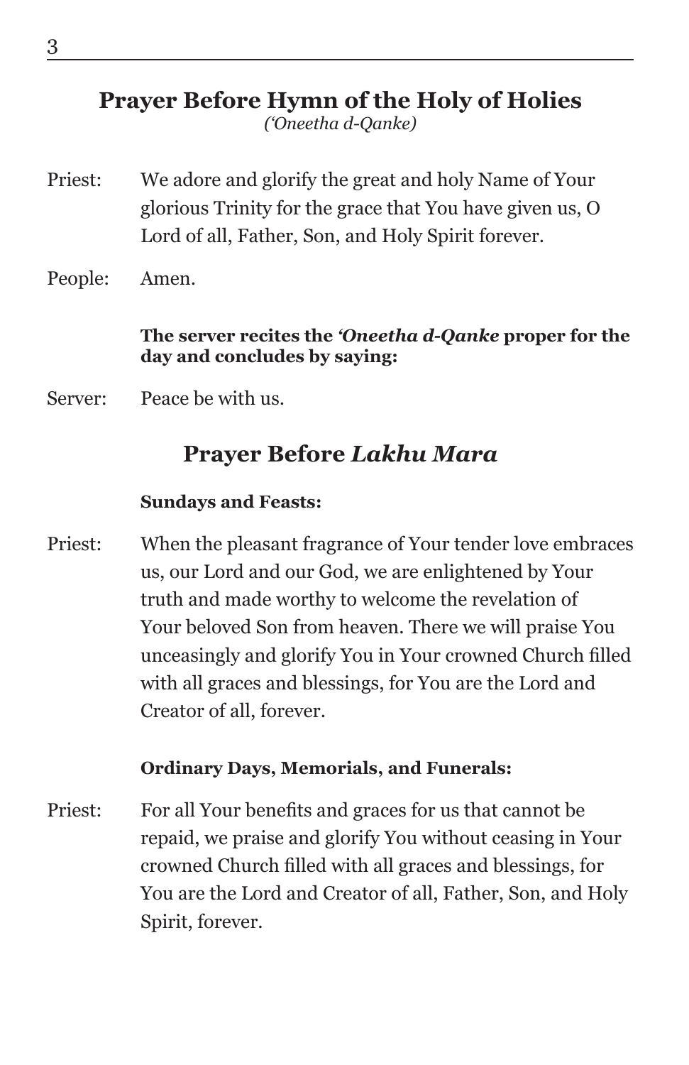## Prayer Before Hymn of the Holy of Holies

*(‘Oneetha d-Qanke)*

Priest: We adore and glorify the great and holy Name of Your glorious Trinity for the grace that You have given us, O Lord of all, Father, Son, and Holy Spirit forever.

People: Amen.

**The server recites the *‘Oneetha d-Qanke* proper for the day and concludes by saying:**

Server: Peace be with us.

## Prayer Before *Lakhu Mara*

**Sundays and Feasts:**

Priest: When the pleasant fragrance of Your tender love embraces us, our Lord and our God, we are enlightened by Your truth and made worthy to welcome the revelation of Your beloved Son from heaven. There we will praise You unceasingly and glorify You in Your crowned Church filled with all graces and blessings, for You are the Lord and Creator of all, forever.

**Ordinary Days, Memorials, and Funerals:**

Priest: For all Your benefits and graces for us that cannot be repaid, we praise and glorify You without ceasing in Your crowned Church filled with all graces and blessings, for You are the Lord and Creator of all, Father, Son, and Holy Spirit, forever.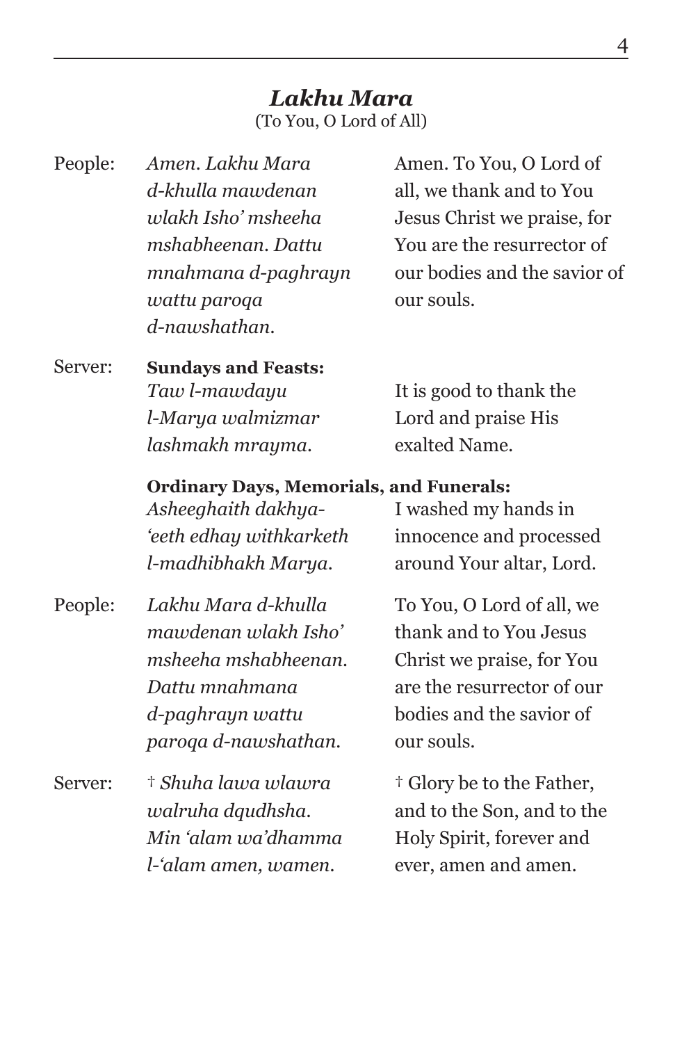## *Lakhu Mara*

(To You, O Lord of All)

| | | |
|---|---|---|
| People: | *Amen. Lakhu Mara d-khulla mawdenan wlakh Isho' msheeha mshabheenan. Dattu mnahmana d-paghrayn wattu paroqa d-nawshathan.* | Amen. To You, O Lord of all, we thank and to You Jesus Christ we praise, for You are the resurrector of our bodies and the savior of our souls. |
| Server: | **Sundays and Feasts:** *Taw l-mawdayu l-Marya walmizmar lashmakh mrayma.* | It is good to thank the Lord and praise His exalted Name. |
| | **Ordinary Days, Memorials, and Funerals:** *Asheeghaith dakhya-'eeth edhay withkarketh l-madhibhakh Marya.* | I washed my hands in innocence and processed around Your altar, Lord. |
| People: | *Lakhu Mara d-khulla mawdenan wlakh Isho' msheeha mshabheenan. Dattu mnahmana d-paghrayn wattu paroqa d-nawshathan.* | To You, O Lord of all, we thank and to You Jesus Christ we praise, for You are the resurrector of our bodies and the savior of our souls. |
| Server: | † *Shuha lawa wlawra walruha dqudhsha. Min 'alam wa'dhamma l-'alam amen, wamen.* | † Glory be to the Father, and to the Son, and to the Holy Spirit, forever and ever, amen and amen. |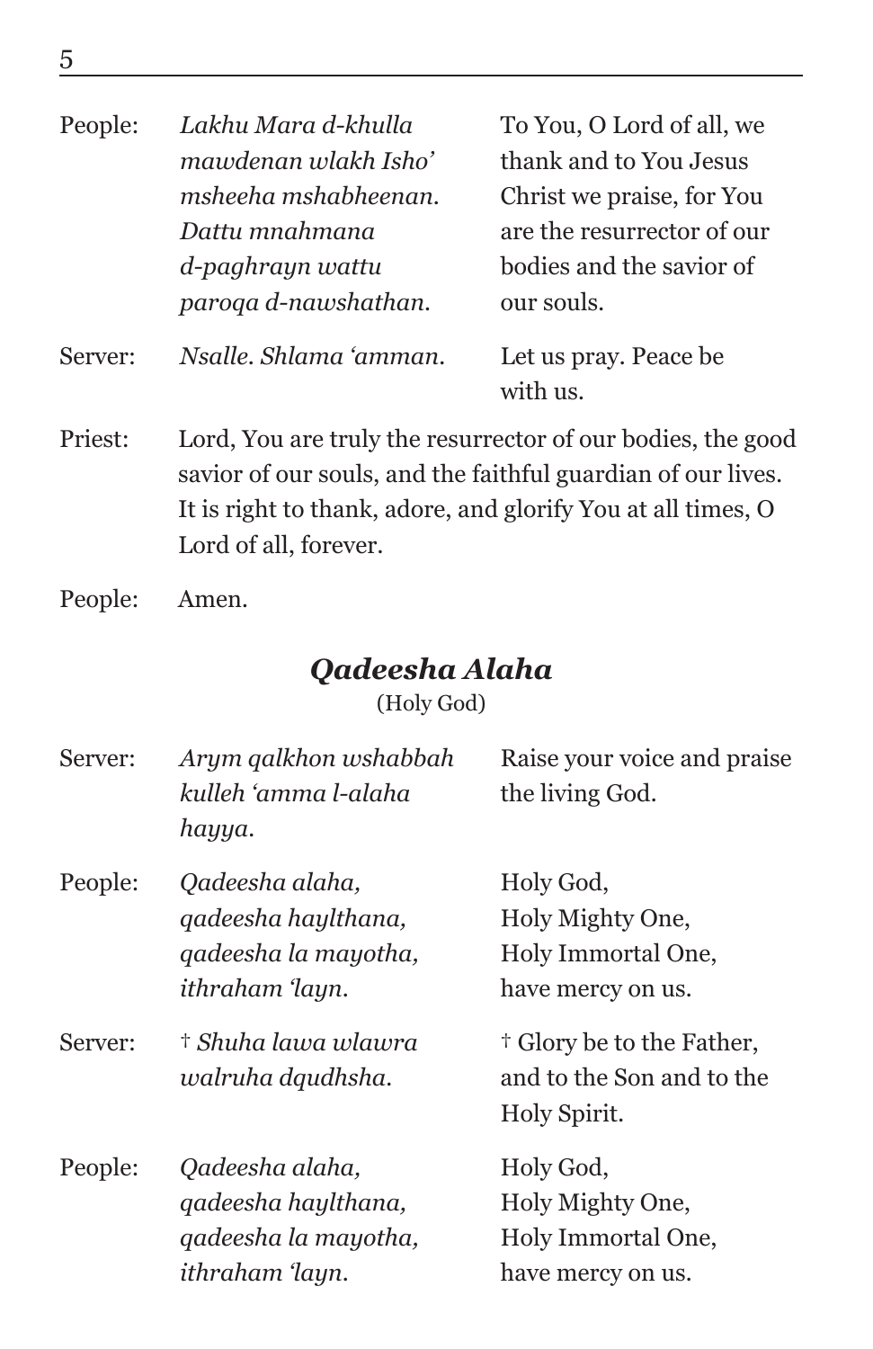| | | |
|---|---|---|
| People: | *Lakhu Mara d-khulla mawdenan wlakh Isho' msheeha mshabheenan. Dattu mnahmana d-paghrayn wattu paroqa d-nawshathan.* | To You, O Lord of all, we thank and to You Jesus Christ we praise, for You are the resurrector of our bodies and the savior of our souls. |
| Server: | *Nsalle. Shlama 'amman.* | Let us pray. Peace be with us. |

Priest: Lord, You are truly the resurrector of our bodies, the good savior of our souls, and the faithful guardian of our lives. It is right to thank, adore, and glorify You at all times, O Lord of all, forever.

People: Amen.

## *Qadeesha Alaha*

(Holy God)

| | | |
|---|---|---|
| Server: | *Arym qalkhon wshabbah kulleh 'amma l-alaha hayya.* | Raise your voice and praise the living God. |
| People: | *Qadeesha alaha, qadeesha haylthana, qadeesha la mayotha, ithraham 'layn.* | Holy God, Holy Mighty One, Holy Immortal One, have mercy on us. |
| Server: | † *Shuha lawa wlawra walruha dqudhsha.* | † Glory be to the Father, and to the Son and to the Holy Spirit. |
| People: | *Qadeesha alaha, qadeesha haylthana, qadeesha la mayotha, ithraham 'layn.* | Holy God, Holy Mighty One, Holy Immortal One, have mercy on us. |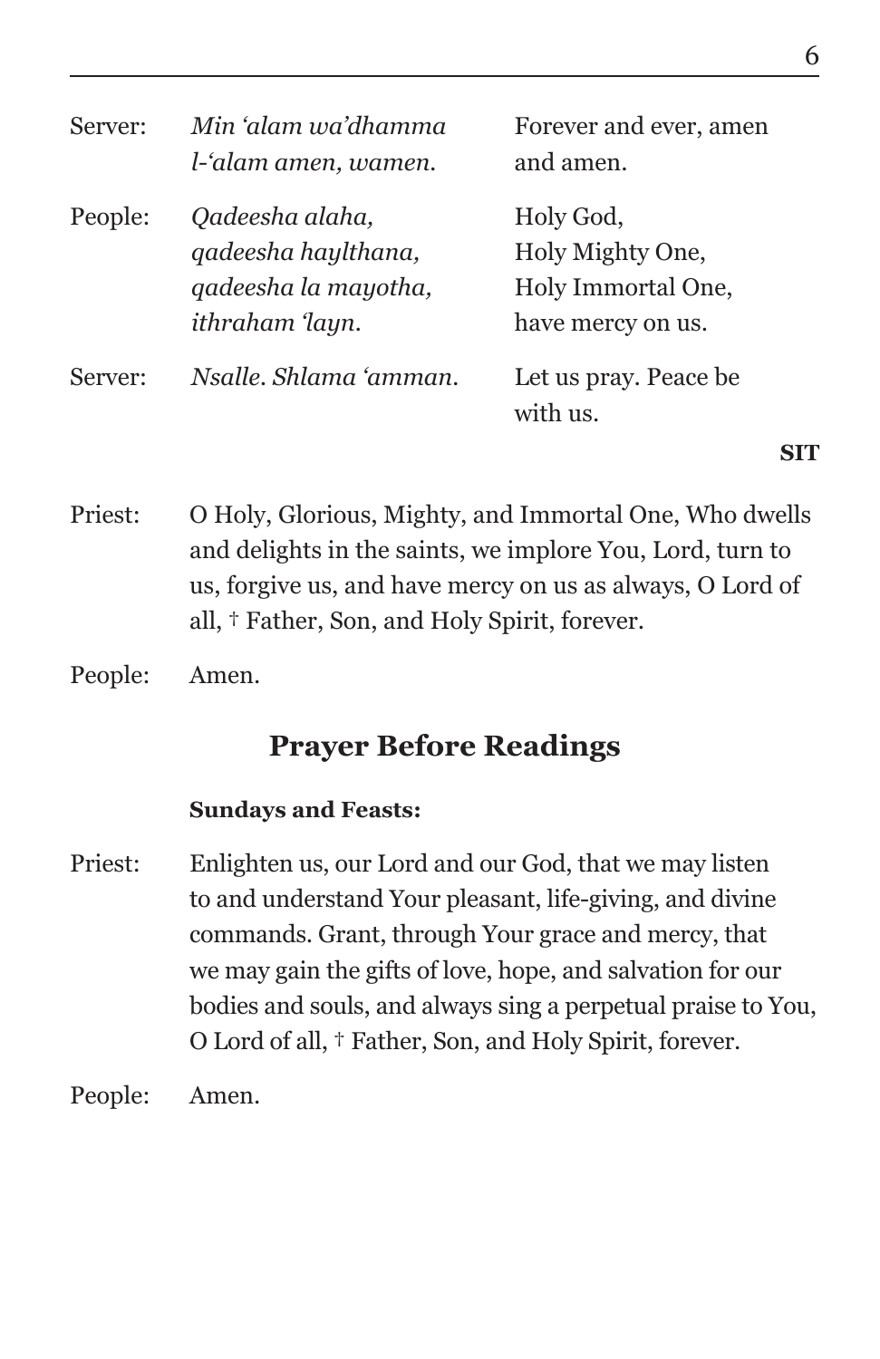| | | |
|---|---|---|
| Server: | *Min 'alam wa'dhamma l-'alam amen, wamen.* | Forever and ever, amen and amen. |
| People: | *Qadeesha alaha, qadeesha haylthana, qadeesha la mayotha, ithraham 'layn.* | Holy God, Holy Mighty One, Holy Immortal One, have mercy on us. |
| Server: | *Nsalle. Shlama 'amman.* | Let us pray. Peace be with us. |

**SIT**

Priest: O Holy, Glorious, Mighty, and Immortal One, Who dwells and delights in the saints, we implore You, Lord, turn to us, forgive us, and have mercy on us as always, O Lord of all, † Father, Son, and Holy Spirit, forever.

People: Amen.

## Prayer Before Readings

**Sundays and Feasts:**

Priest: Enlighten us, our Lord and our God, that we may listen to and understand Your pleasant, life-giving, and divine commands. Grant, through Your grace and mercy, that we may gain the gifts of love, hope, and salvation for our bodies and souls, and always sing a perpetual praise to You, O Lord of all, † Father, Son, and Holy Spirit, forever.

People: Amen.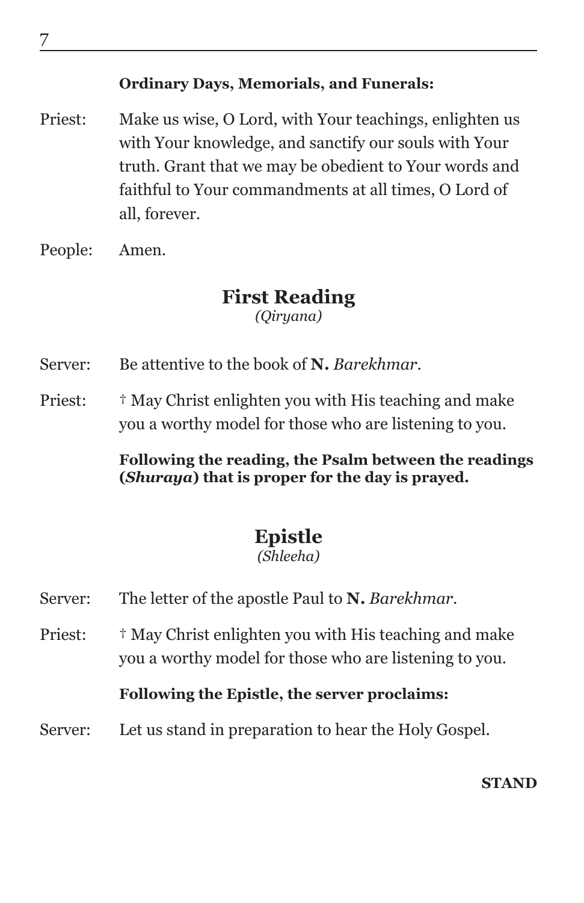**Ordinary Days, Memorials, and Funerals:**

Priest: Make us wise, O Lord, with Your teachings, enlighten us with Your knowledge, and sanctify our souls with Your truth. Grant that we may be obedient to Your words and faithful to Your commandments at all times, O Lord of all, forever.

People: Amen.

## First Reading

*(Qiryana)*

Server: Be attentive to the book of **N.** *Barekhmar*.

Priest: † May Christ enlighten you with His teaching and make you a worthy model for those who are listening to you.

**Following the reading, the Psalm between the readings (*Shuraya*) that is proper for the day is prayed.**

## Epistle

*(Shleeha)*

Server: The letter of the apostle Paul to **N.** *Barekhmar*.

Priest: † May Christ enlighten you with His teaching and make you a worthy model for those who are listening to you.

**Following the Epistle, the server proclaims:**

Server: Let us stand in preparation to hear the Holy Gospel.

**STAND**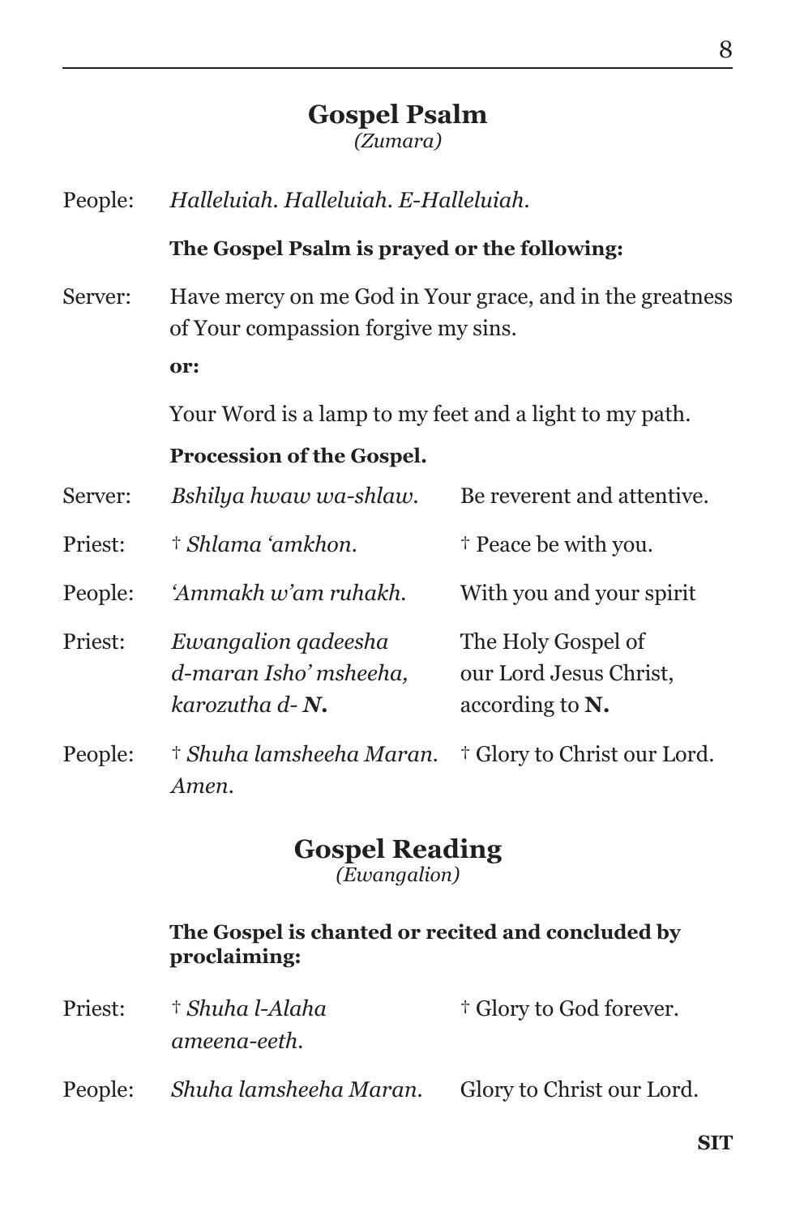## Gospel Psalm

*(Zumara)*

People: *Halleluiah. Halleluiah. E-Halleluiah.*

**The Gospel Psalm is prayed or the following:**

Server: Have mercy on me God in Your grace, and in the greatness of Your compassion forgive my sins.

**or:**

Your Word is a lamp to my feet and a light to my path.

**Procession of the Gospel.**

| | | |
|---|---|---|
| Server: | *Bshilya hwaw wa-shlaw.* | Be reverent and attentive. |
| Priest: | † *Shlama 'amkhon.* | † Peace be with you. |
| People: | *'Ammakh w'am ruhakh.* | With you and your spirit |
| Priest: | *Ewangalion qadeesha d-maran Isho' msheeha, karozutha d-* ***N.*** | The Holy Gospel of our Lord Jesus Christ, according to **N.** |
| People: | † *Shuha lamsheeha Maran. Amen.* | † Glory to Christ our Lord. |

## Gospel Reading

*(Ewangalion)*

**The Gospel is chanted or recited and concluded by proclaiming:**

| | | |
|---|---|---|
| Priest: | † *Shuha l-Alaha ameena-eeth.* | † Glory to God forever. |
| People: | *Shuha lamsheeha Maran.* | Glory to Christ our Lord. |

**SIT**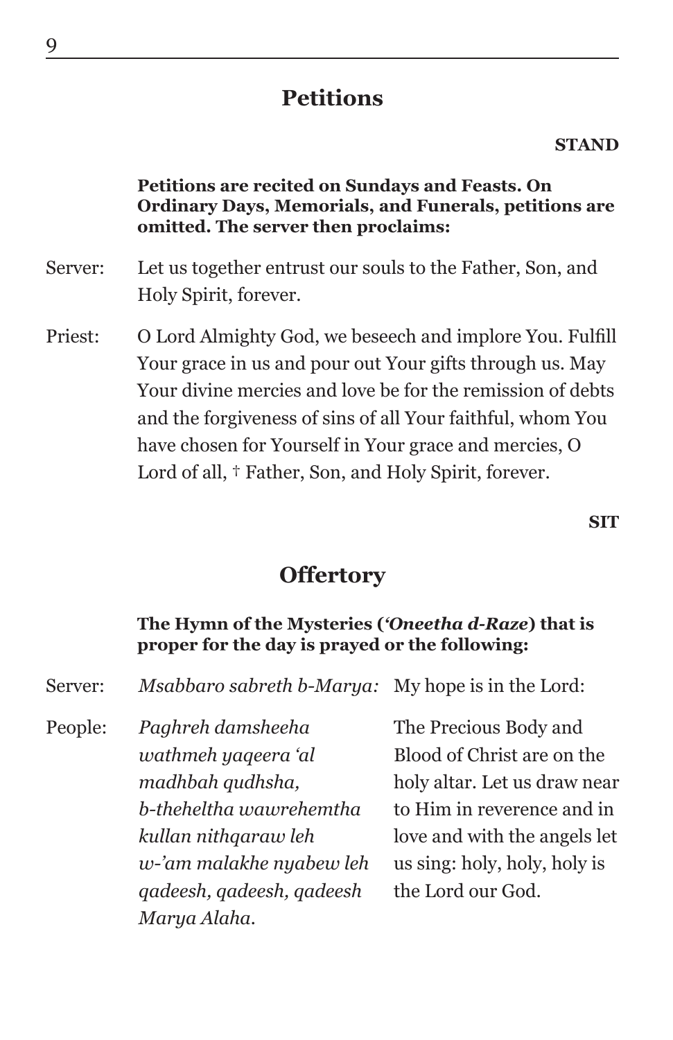## Petitions

**STAND**

**Petitions are recited on Sundays and Feasts. On Ordinary Days, Memorials, and Funerals, petitions are omitted. The server then proclaims:**

Server: Let us together entrust our souls to the Father, Son, and Holy Spirit, forever.

Priest: O Lord Almighty God, we beseech and implore You. Fulfill Your grace in us and pour out Your gifts through us. May Your divine mercies and love be for the remission of debts and the forgiveness of sins of all Your faithful, whom You have chosen for Yourself in Your grace and mercies, O Lord of all, † Father, Son, and Holy Spirit, forever.

**SIT**

## Offertory

**The Hymn of the Mysteries (*'Oneetha d-Raze*) that is proper for the day is prayed or the following:**

| | | |
|---|---|---|
| Server: | *Msabbaro sabreth b-Marya:* | My hope is in the Lord: |
| People: | *Paghreh damsheeha wathmeh yaqeera 'al madhbah qudhsha, b-theheltha wawrehemtha kullan nithqaraw leh w-'am malakhe nyabew leh qadeesh, qadeesh, qadeesh Marya Alaha.* | The Precious Body and Blood of Christ are on the holy altar. Let us draw near to Him in reverence and in love and with the angels let us sing: holy, holy, holy is the Lord our God. |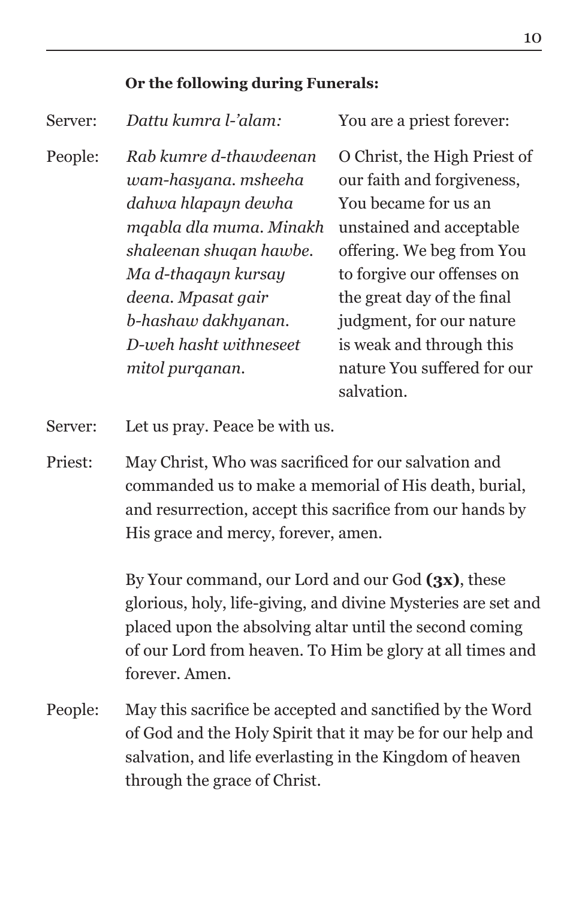**Or the following during Funerals:**

| | | |
|---|---|---|
| Server: | *Dattu kumra l-'alam:* | You are a priest forever: |
| People: | *Rab kumre d-thawdeenan wam-hasyana. msheeha dahwa hlapayn dewha mqabla dla muma. Minakh shaleenan shuqan hawbe. Ma d-thaqayn kursay deena. Mpasat gair b-hashaw dakhyanan. D-weh hasht withneseet mitol purqanan.* | O Christ, the High Priest of our faith and forgiveness, You became for us an unstained and acceptable offering. We beg from You to forgive our offenses on the great day of the final judgment, for our nature is weak and through this nature You suffered for our salvation. |

Server: Let us pray. Peace be with us.

Priest: May Christ, Who was sacrificed for our salvation and commanded us to make a memorial of His death, burial, and resurrection, accept this sacrifice from our hands by His grace and mercy, forever, amen.

By Your command, our Lord and our God **(3x)**, these glorious, holy, life-giving, and divine Mysteries are set and placed upon the absolving altar until the second coming of our Lord from heaven. To Him be glory at all times and forever. Amen.

People: May this sacrifice be accepted and sanctified by the Word of God and the Holy Spirit that it may be for our help and salvation, and life everlasting in the Kingdom of heaven through the grace of Christ.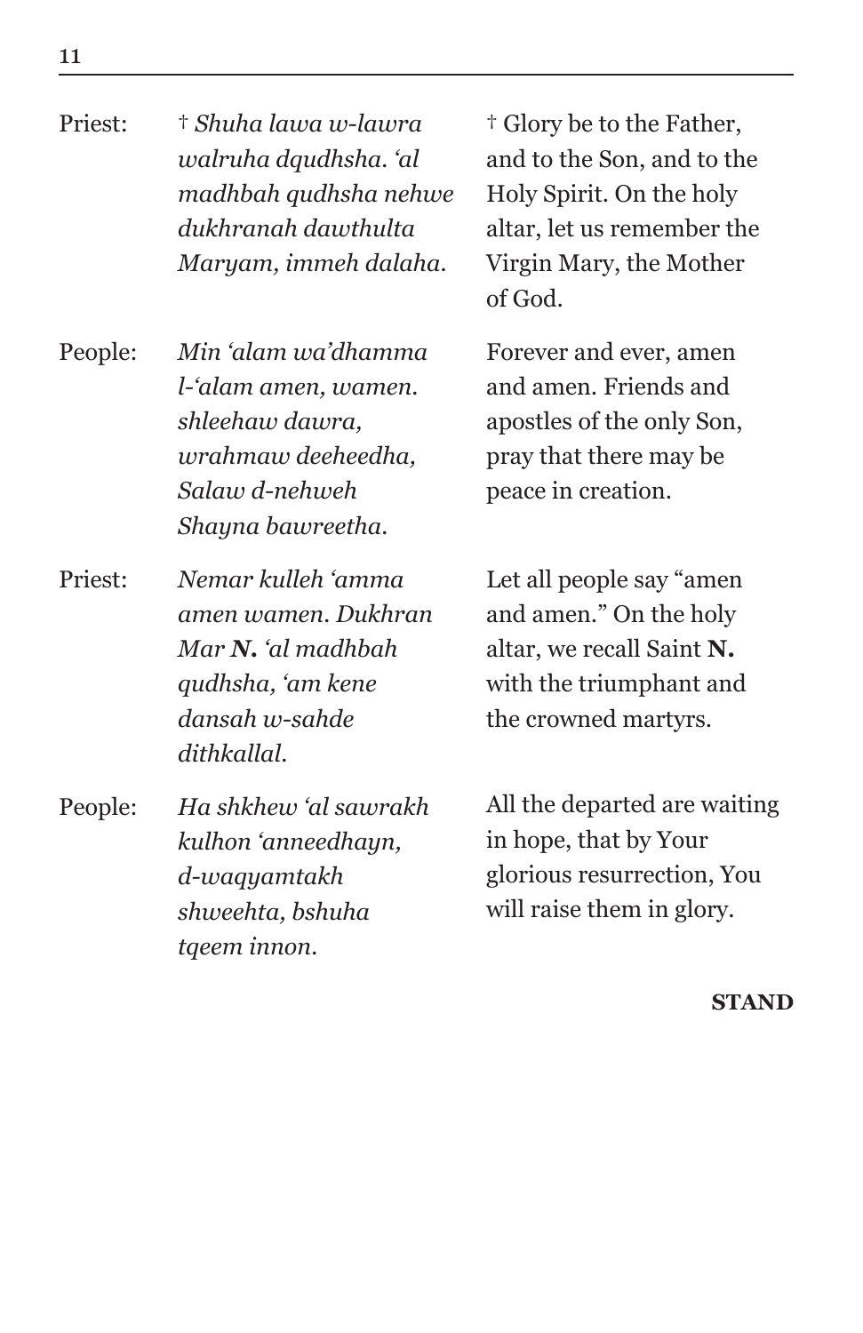| | | |
|---|---|---|
| Priest: | † *Shuha lawa w-lawra walruha dqudhsha. 'al madhbah qudhsha nehwe dukhranah dawthulta Maryam, immeh dalaha.* | † Glory be to the Father, and to the Son, and to the Holy Spirit. On the holy altar, let us remember the Virgin Mary, the Mother of God. |
| People: | *Min 'alam wa'dhamma l-'alam amen, wamen. shleehaw dawra, wrahmaw deeheedha, Salaw d-nehweh Shayna bawreetha.* | Forever and ever, amen and amen. Friends and apostles of the only Son, pray that there may be peace in creation. |
| Priest: | *Nemar kulleh 'amma amen wamen. Dukhran Mar **N.** 'al madhbah qudhsha, 'am kene dansah w-sahde dithkallal.* | Let all people say "amen and amen." On the holy altar, we recall Saint **N.** with the triumphant and the crowned martyrs. |
| People: | *Ha shkhew 'al sawrakh kulhon 'anneedhayn, d-waqyamtakh shweehta, bshuha tqeem innon.* | All the departed are waiting in hope, that by Your glorious resurrection, You will raise them in glory. |

**STAND**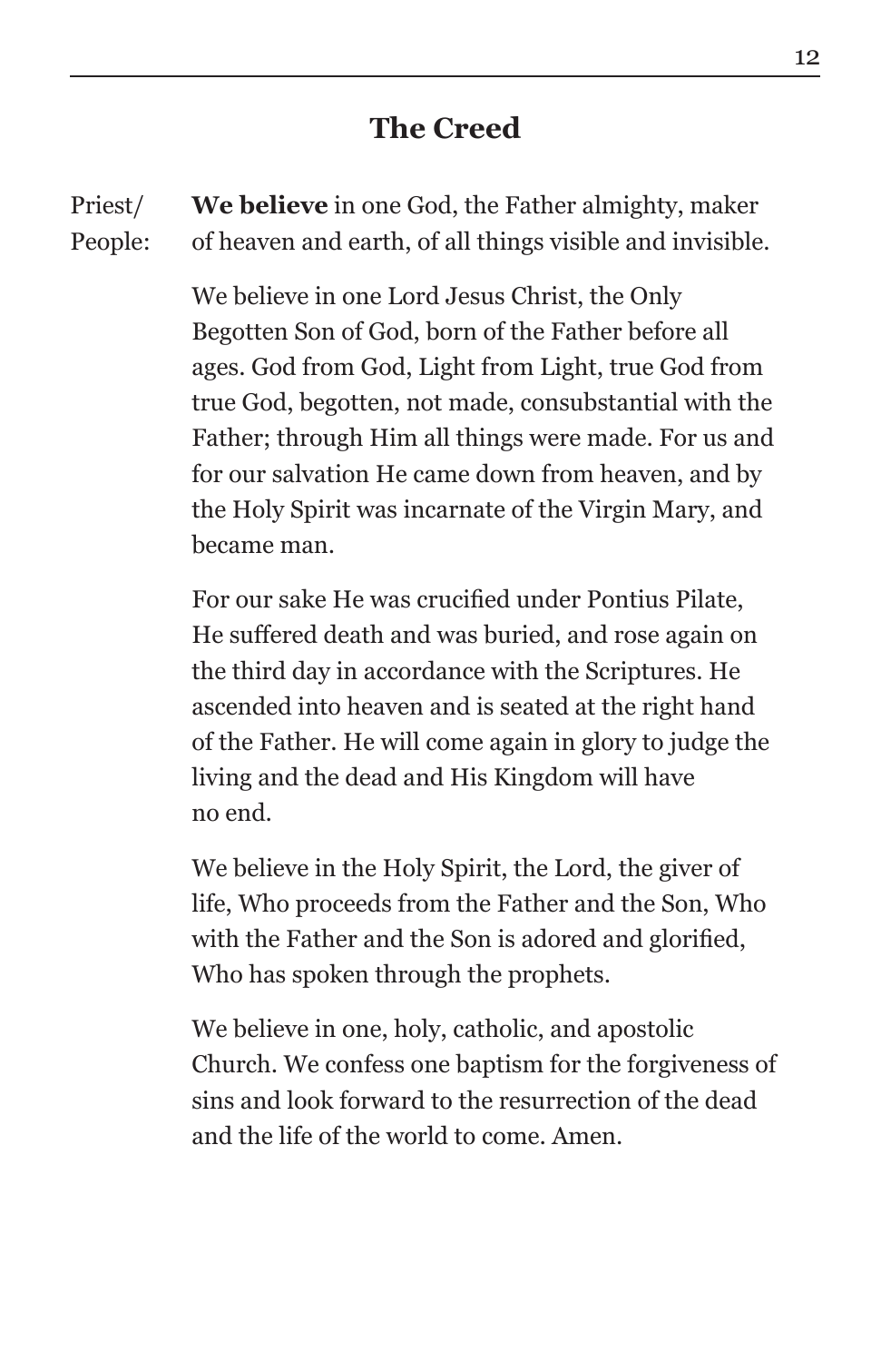## The Creed

Priest/ People: **We believe** in one God, the Father almighty, maker of heaven and earth, of all things visible and invisible.

We believe in one Lord Jesus Christ, the Only Begotten Son of God, born of the Father before all ages. God from God, Light from Light, true God from true God, begotten, not made, consubstantial with the Father; through Him all things were made. For us and for our salvation He came down from heaven, and by the Holy Spirit was incarnate of the Virgin Mary, and became man.

For our sake He was crucified under Pontius Pilate, He suffered death and was buried, and rose again on the third day in accordance with the Scriptures. He ascended into heaven and is seated at the right hand of the Father. He will come again in glory to judge the living and the dead and His Kingdom will have no end.

We believe in the Holy Spirit, the Lord, the giver of life, Who proceeds from the Father and the Son, Who with the Father and the Son is adored and glorified, Who has spoken through the prophets.

We believe in one, holy, catholic, and apostolic Church. We confess one baptism for the forgiveness of sins and look forward to the resurrection of the dead and the life of the world to come. Amen.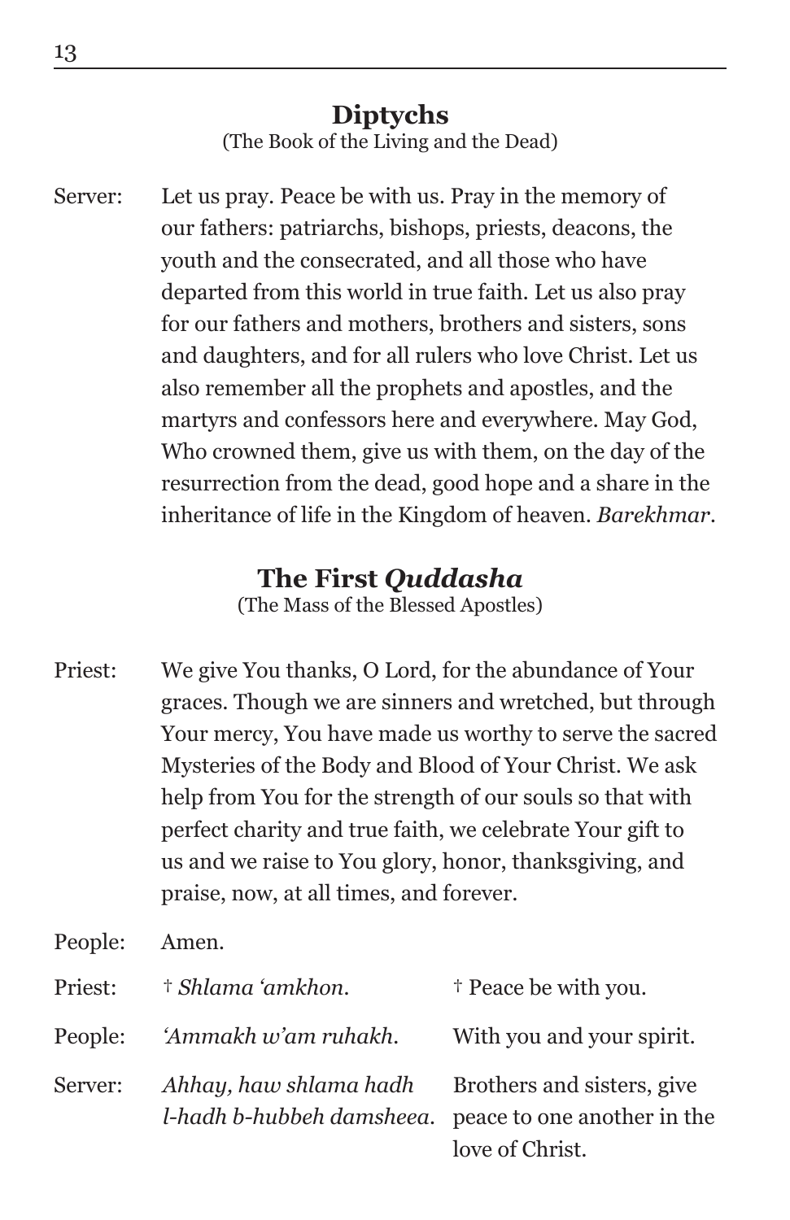## Diptychs

(The Book of the Living and the Dead)

Server: Let us pray. Peace be with us. Pray in the memory of our fathers: patriarchs, bishops, priests, deacons, the youth and the consecrated, and all those who have departed from this world in true faith. Let us also pray for our fathers and mothers, brothers and sisters, sons and daughters, and for all rulers who love Christ. Let us also remember all the prophets and apostles, and the martyrs and confessors here and everywhere. May God, Who crowned them, give us with them, on the day of the resurrection from the dead, good hope and a share in the inheritance of life in the Kingdom of heaven. *Barekhmar.*

## The First *Quddasha*

(The Mass of the Blessed Apostles)

Priest: We give You thanks, O Lord, for the abundance of Your graces. Though we are sinners and wretched, but through Your mercy, You have made us worthy to serve the sacred Mysteries of the Body and Blood of Your Christ. We ask help from You for the strength of our souls so that with perfect charity and true faith, we celebrate Your gift to us and we raise to You glory, honor, thanksgiving, and praise, now, at all times, and forever.

People: Amen.

| | | |
|---|---|---|
| Priest: | † *Shlama ʻamkhon.* | † Peace be with you. |
| People: | *ʻAmmakh w'am ruhakh.* | With you and your spirit. |
| Server: | *Ahhay, haw shlama hadh l-hadh b-hubbeh damsheea.* | Brothers and sisters, give peace to one another in the love of Christ. |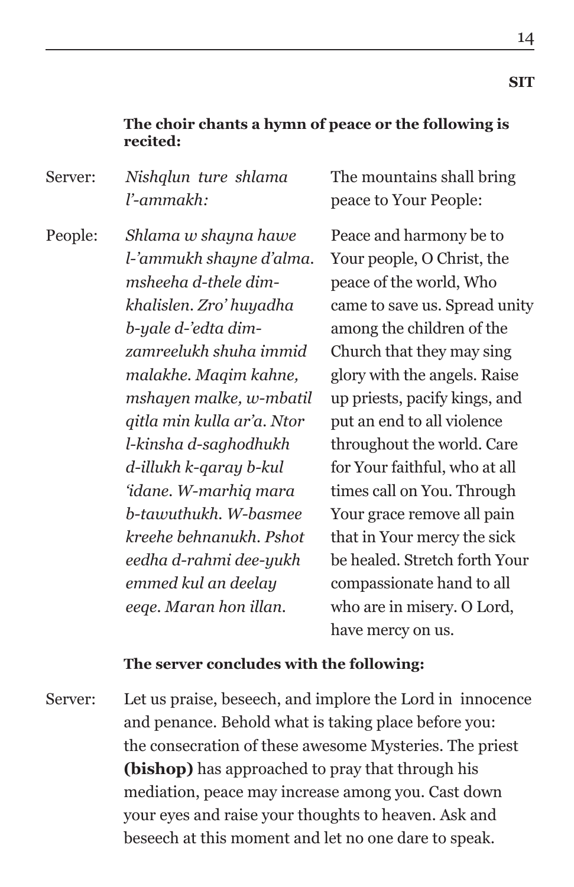**SIT**

**The choir chants a hymn of peace or the following is recited:**

| | | |
|---|---|---|
| Server: | *Nishqlun ture shlama l'-ammakh:* | The mountains shall bring peace to Your People: |
| People: | *Shlama w shayna hawe l-'ammukh shayne d'alma. msheeha d-thele dim-khalislen. Zro' huyadha b-yale d-'edta dim-zamreelukh shuha immid malakhe. Maqim kahne, mshayen malke, w-mbatil qitla min kulla ar'a. Ntor l-kinsha d-saghodhukh d-illukh k-qaray b-kul 'idane. W-marhiq mara b-tawuthukh. W-basmee kreehe behnanukh. Pshot eedha d-rahmi dee-yukh emmed kul an deelay eeqe. Maran hon illan.* | Peace and harmony be to Your people, O Christ, the peace of the world, Who came to save us. Spread unity among the children of the Church that they may sing glory with the angels. Raise up priests, pacify kings, and put an end to all violence throughout the world. Care for Your faithful, who at all times call on You. Through Your grace remove all pain that in Your mercy the sick be healed. Stretch forth Your compassionate hand to all who are in misery. O Lord, have mercy on us. |

**The server concludes with the following:**

Server: Let us praise, beseech, and implore the Lord in innocence and penance. Behold what is taking place before you: the consecration of these awesome Mysteries. The priest **(bishop)** has approached to pray that through his mediation, peace may increase among you. Cast down your eyes and raise your thoughts to heaven. Ask and beseech at this moment and let no one dare to speak.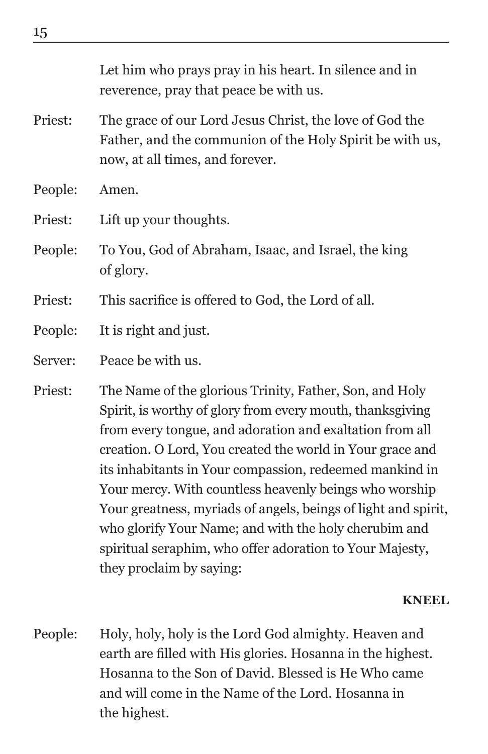Let him who prays pray in his heart. In silence and in reverence, pray that peace be with us.

Priest: The grace of our Lord Jesus Christ, the love of God the Father, and the communion of the Holy Spirit be with us, now, at all times, and forever.

People: Amen.

Priest: Lift up your thoughts.

People: To You, God of Abraham, Isaac, and Israel, the king of glory.

Priest: This sacrifice is offered to God, the Lord of all.

People: It is right and just.

Server: Peace be with us.

Priest: The Name of the glorious Trinity, Father, Son, and Holy Spirit, is worthy of glory from every mouth, thanksgiving from every tongue, and adoration and exaltation from all creation. O Lord, You created the world in Your grace and its inhabitants in Your compassion, redeemed mankind in Your mercy. With countless heavenly beings who worship Your greatness, myriads of angels, beings of light and spirit, who glorify Your Name; and with the holy cherubim and spiritual seraphim, who offer adoration to Your Majesty, they proclaim by saying:

**KNEEL**

People: Holy, holy, holy is the Lord God almighty. Heaven and earth are filled with His glories. Hosanna in the highest. Hosanna to the Son of David. Blessed is He Who came and will come in the Name of the Lord. Hosanna in the highest.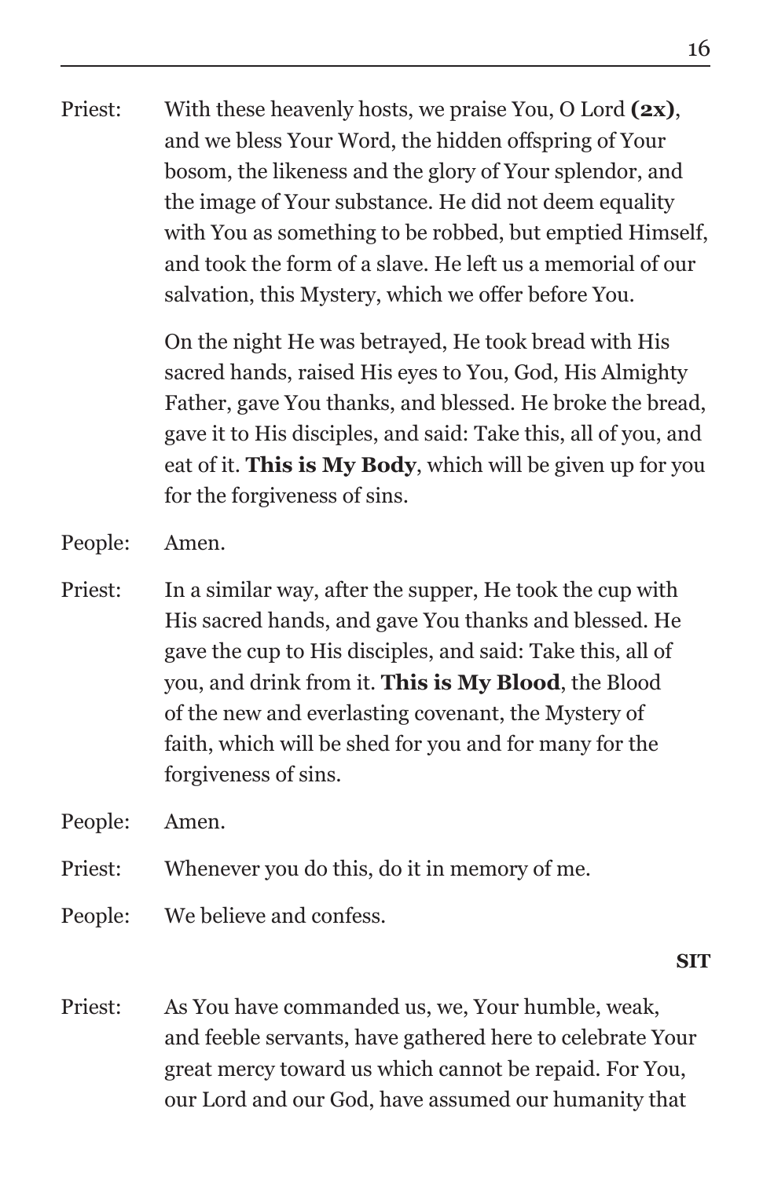Priest: With these heavenly hosts, we praise You, O Lord **(2x)**, and we bless Your Word, the hidden offspring of Your bosom, the likeness and the glory of Your splendor, and the image of Your substance. He did not deem equality with You as something to be robbed, but emptied Himself, and took the form of a slave. He left us a memorial of our salvation, this Mystery, which we offer before You.

On the night He was betrayed, He took bread with His sacred hands, raised His eyes to You, God, His Almighty Father, gave You thanks, and blessed. He broke the bread, gave it to His disciples, and said: Take this, all of you, and eat of it. **This is My Body**, which will be given up for you for the forgiveness of sins.

People: Amen.

Priest: In a similar way, after the supper, He took the cup with His sacred hands, and gave You thanks and blessed. He gave the cup to His disciples, and said: Take this, all of you, and drink from it. **This is My Blood**, the Blood of the new and everlasting covenant, the Mystery of faith, which will be shed for you and for many for the forgiveness of sins.

People: Amen.

Priest: Whenever you do this, do it in memory of me.

People: We believe and confess.

**SIT**

Priest: As You have commanded us, we, Your humble, weak, and feeble servants, have gathered here to celebrate Your great mercy toward us which cannot be repaid. For You, our Lord and our God, have assumed our humanity that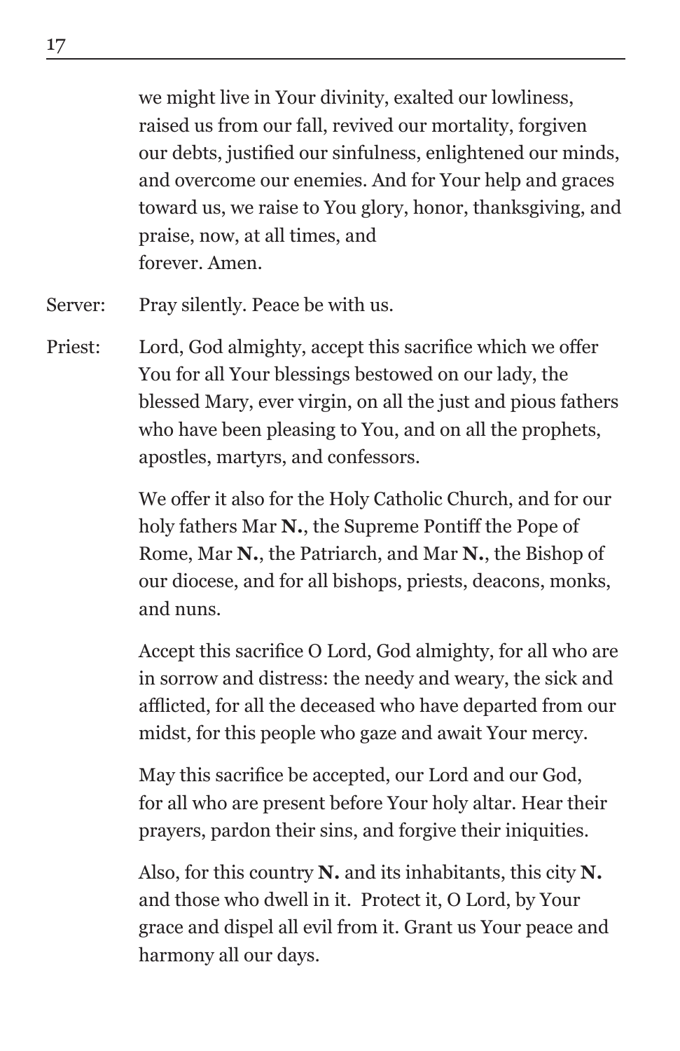we might live in Your divinity, exalted our lowliness, raised us from our fall, revived our mortality, forgiven our debts, justified our sinfulness, enlightened our minds, and overcome our enemies. And for Your help and graces toward us, we raise to You glory, honor, thanksgiving, and praise, now, at all times, and
forever. Amen.

Server: Pray silently. Peace be with us.

Priest: Lord, God almighty, accept this sacrifice which we offer You for all Your blessings bestowed on our lady, the blessed Mary, ever virgin, on all the just and pious fathers who have been pleasing to You, and on all the prophets, apostles, martyrs, and confessors.

We offer it also for the Holy Catholic Church, and for our holy fathers Mar **N.**, the Supreme Pontiff the Pope of Rome, Mar **N.**, the Patriarch, and Mar **N.**, the Bishop of our diocese, and for all bishops, priests, deacons, monks, and nuns.

Accept this sacrifice O Lord, God almighty, for all who are in sorrow and distress: the needy and weary, the sick and afflicted, for all the deceased who have departed from our midst, for this people who gaze and await Your mercy.

May this sacrifice be accepted, our Lord and our God, for all who are present before Your holy altar. Hear their prayers, pardon their sins, and forgive their iniquities.

Also, for this country **N.** and its inhabitants, this city **N.** and those who dwell in it. Protect it, O Lord, by Your grace and dispel all evil from it. Grant us Your peace and harmony all our days.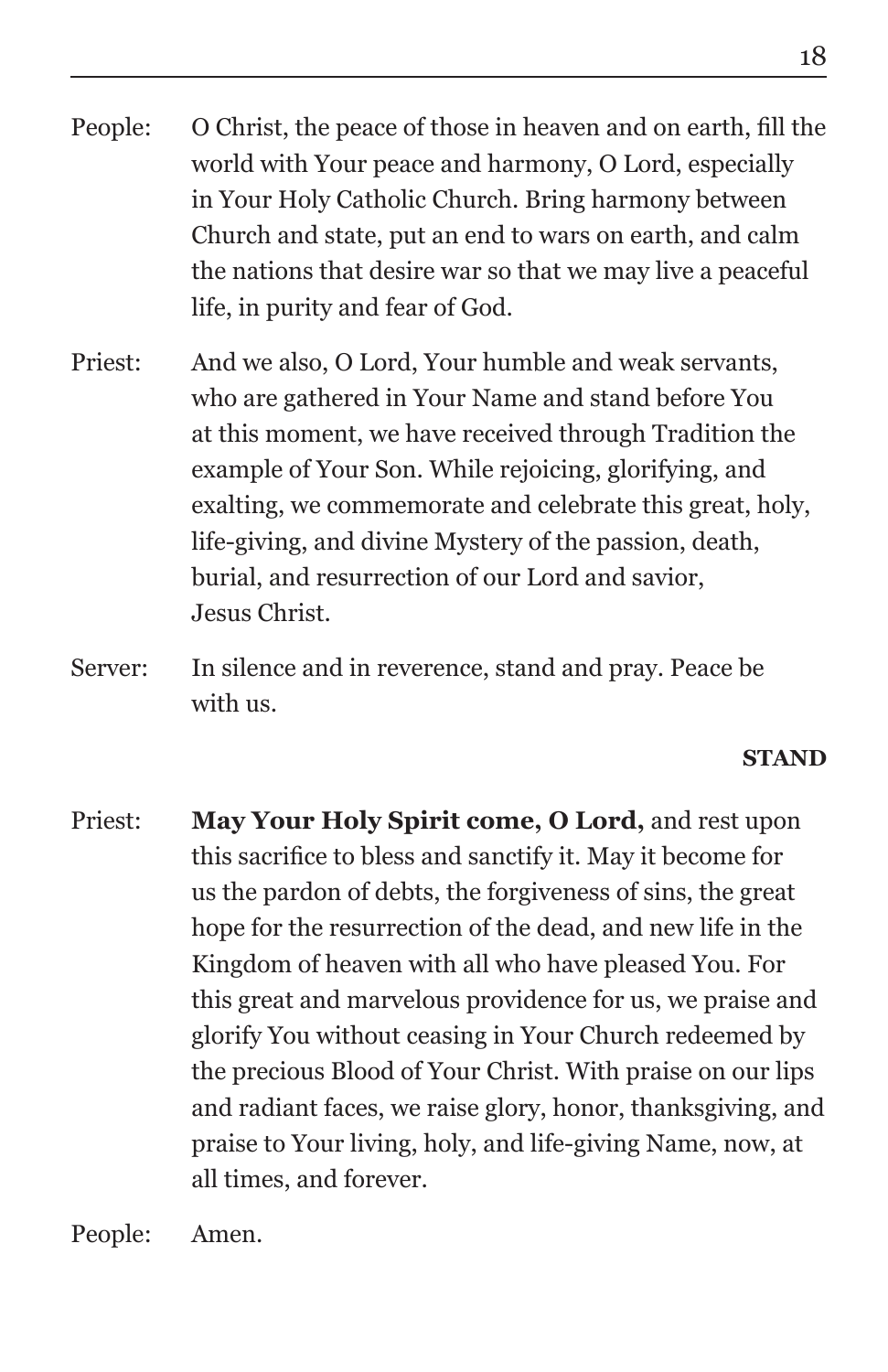People: O Christ, the peace of those in heaven and on earth, fill the world with Your peace and harmony, O Lord, especially in Your Holy Catholic Church. Bring harmony between Church and state, put an end to wars on earth, and calm the nations that desire war so that we may live a peaceful life, in purity and fear of God.

Priest: And we also, O Lord, Your humble and weak servants, who are gathered in Your Name and stand before You at this moment, we have received through Tradition the example of Your Son. While rejoicing, glorifying, and exalting, we commemorate and celebrate this great, holy, life-giving, and divine Mystery of the passion, death, burial, and resurrection of our Lord and savior, Jesus Christ.

Server: In silence and in reverence, stand and pray. Peace be with us.

**STAND**

Priest: **May Your Holy Spirit come, O Lord,** and rest upon this sacrifice to bless and sanctify it. May it become for us the pardon of debts, the forgiveness of sins, the great hope for the resurrection of the dead, and new life in the Kingdom of heaven with all who have pleased You. For this great and marvelous providence for us, we praise and glorify You without ceasing in Your Church redeemed by the precious Blood of Your Christ. With praise on our lips and radiant faces, we raise glory, honor, thanksgiving, and praise to Your living, holy, and life-giving Name, now, at all times, and forever.

People: Amen.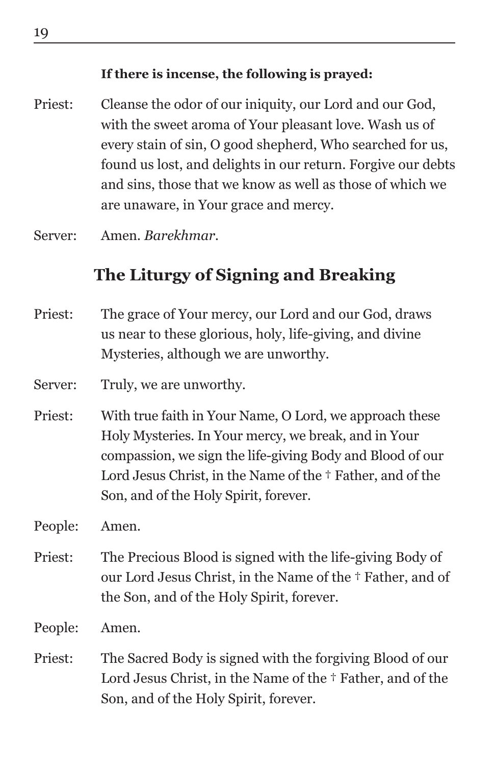**If there is incense, the following is prayed:**

Priest: Cleanse the odor of our iniquity, our Lord and our God, with the sweet aroma of Your pleasant love. Wash us of every stain of sin, O good shepherd, Who searched for us, found us lost, and delights in our return. Forgive our debts and sins, those that we know as well as those of which we are unaware, in Your grace and mercy.

Server: Amen. *Barekhmar*.

## The Liturgy of Signing and Breaking

Priest: The grace of Your mercy, our Lord and our God, draws us near to these glorious, holy, life-giving, and divine Mysteries, although we are unworthy.

Server: Truly, we are unworthy.

Priest: With true faith in Your Name, O Lord, we approach these Holy Mysteries. In Your mercy, we break, and in Your compassion, we sign the life-giving Body and Blood of our Lord Jesus Christ, in the Name of the † Father, and of the Son, and of the Holy Spirit, forever.

People: Amen.

Priest: The Precious Blood is signed with the life-giving Body of our Lord Jesus Christ, in the Name of the † Father, and of the Son, and of the Holy Spirit, forever.

People: Amen.

Priest: The Sacred Body is signed with the forgiving Blood of our Lord Jesus Christ, in the Name of the † Father, and of the Son, and of the Holy Spirit, forever.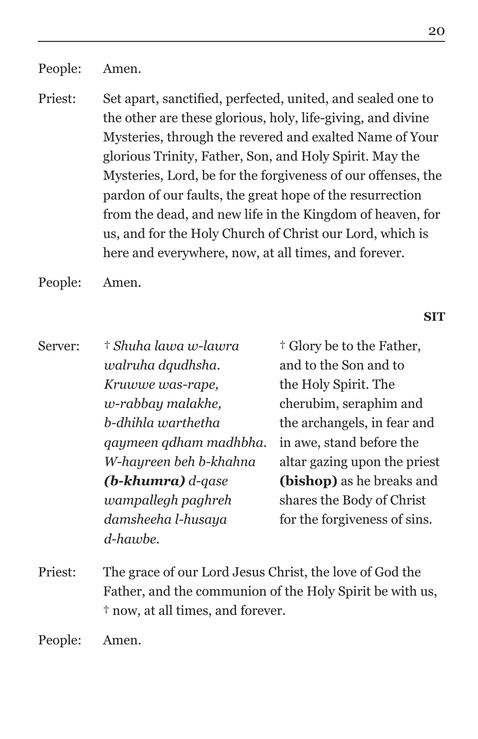People: Amen.

Priest: Set apart, sanctified, perfected, united, and sealed one to the other are these glorious, holy, life-giving, and divine Mysteries, through the revered and exalted Name of Your glorious Trinity, Father, Son, and Holy Spirit. May the Mysteries, Lord, be for the forgiveness of our offenses, the pardon of our faults, the great hope of the resurrection from the dead, and new life in the Kingdom of heaven, for us, and for the Holy Church of Christ our Lord, which is here and everywhere, now, at all times, and forever.

People: Amen.

**SIT**

| | | |
|---|---|---|
| Server: | † *Shuha lawa w-lawra walruha dqudhsha. Kruwwe was-rape, w-rabbay malakhe, b-dhihla warthetha qaymeen qdham madhbha. W-hayreen beh b-khahna* ***(b-khumra)*** *d-qase wampallegh paghreh damsheeha l-husaya d-hawbe.* | † Glory be to the Father, and to the Son and to the Holy Spirit. The cherubim, seraphim and the archangels, in fear and in awe, stand before the altar gazing upon the priest **(bishop)** as he breaks and shares the Body of Christ for the forgiveness of sins. |

Priest: The grace of our Lord Jesus Christ, the love of God the Father, and the communion of the Holy Spirit be with us, † now, at all times, and forever.

People: Amen.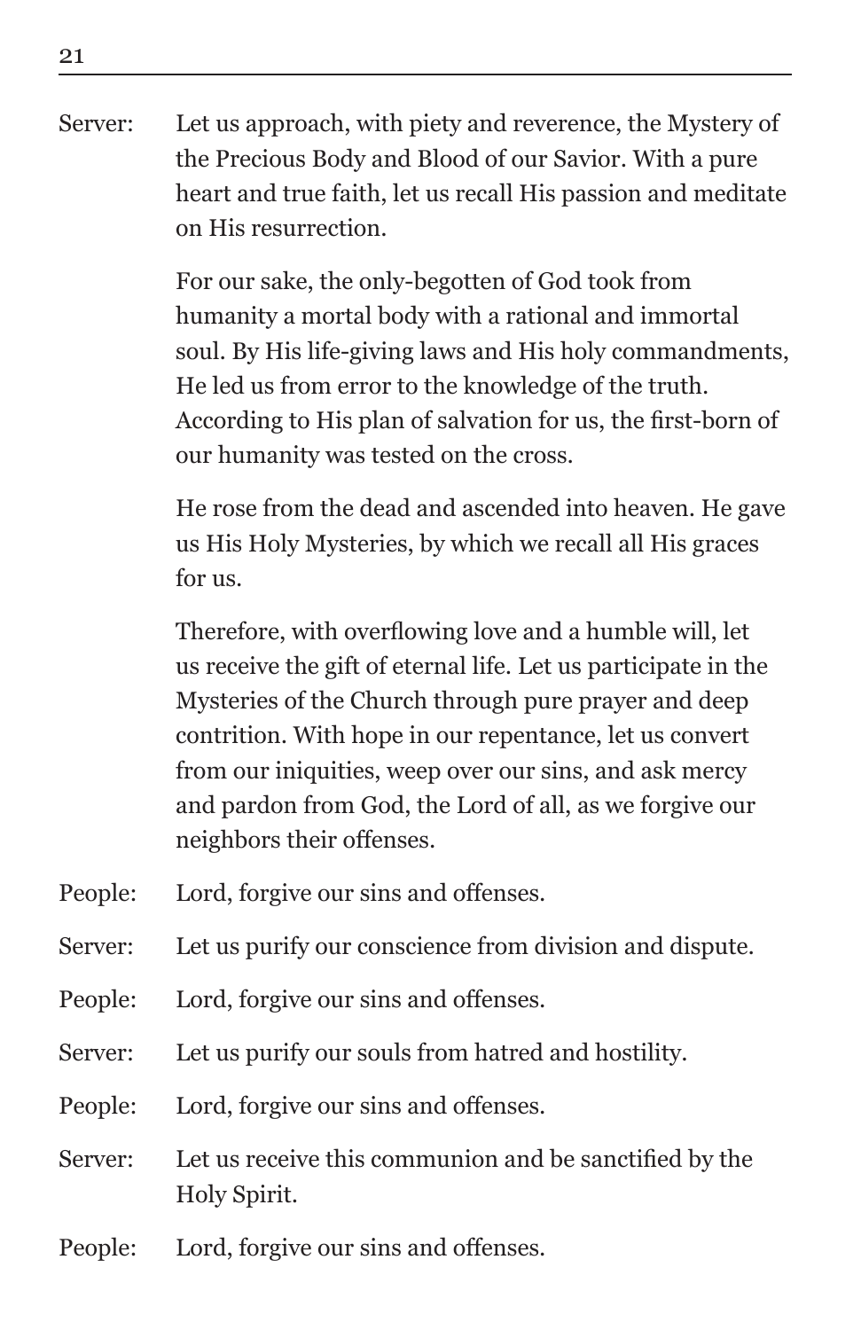Server: Let us approach, with piety and reverence, the Mystery of the Precious Body and Blood of our Savior. With a pure heart and true faith, let us recall His passion and meditate on His resurrection.

For our sake, the only-begotten of God took from humanity a mortal body with a rational and immortal soul. By His life-giving laws and His holy commandments, He led us from error to the knowledge of the truth. According to His plan of salvation for us, the first-born of our humanity was tested on the cross.

He rose from the dead and ascended into heaven. He gave us His Holy Mysteries, by which we recall all His graces for us.

Therefore, with overflowing love and a humble will, let us receive the gift of eternal life. Let us participate in the Mysteries of the Church through pure prayer and deep contrition. With hope in our repentance, let us convert from our iniquities, weep over our sins, and ask mercy and pardon from God, the Lord of all, as we forgive our neighbors their offenses.

People: Lord, forgive our sins and offenses.

Server: Let us purify our conscience from division and dispute.

People: Lord, forgive our sins and offenses.

Server: Let us purify our souls from hatred and hostility.

People: Lord, forgive our sins and offenses.

Server: Let us receive this communion and be sanctified by the Holy Spirit.

People: Lord, forgive our sins and offenses.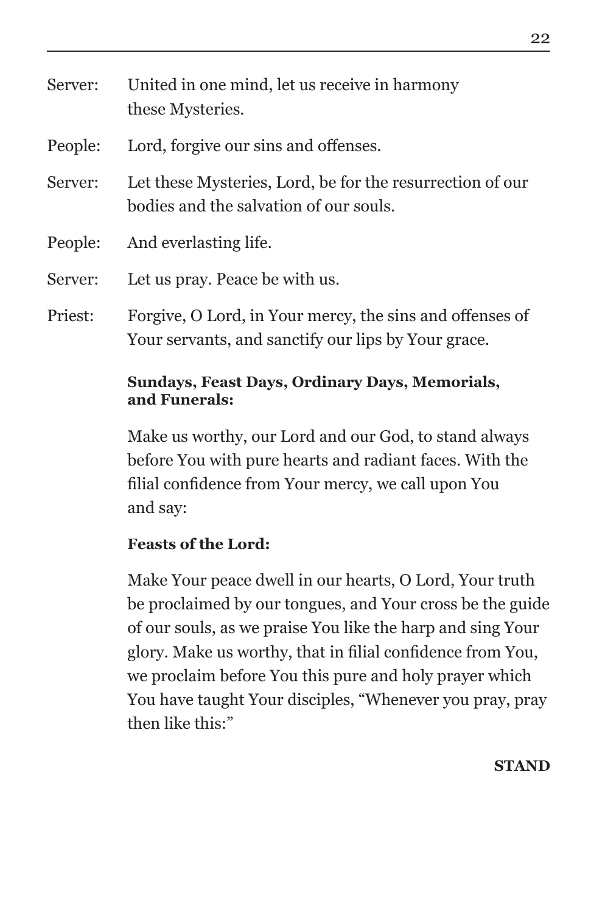Server: United in one mind, let us receive in harmony these Mysteries.

People: Lord, forgive our sins and offenses.

Server: Let these Mysteries, Lord, be for the resurrection of our bodies and the salvation of our souls.

People: And everlasting life.

Server: Let us pray. Peace be with us.

Priest: Forgive, O Lord, in Your mercy, the sins and offenses of Your servants, and sanctify our lips by Your grace.

**Sundays, Feast Days, Ordinary Days, Memorials, and Funerals:**

Make us worthy, our Lord and our God, to stand always before You with pure hearts and radiant faces. With the filial confidence from Your mercy, we call upon You and say:

**Feasts of the Lord:**

Make Your peace dwell in our hearts, O Lord, Your truth be proclaimed by our tongues, and Your cross be the guide of our souls, as we praise You like the harp and sing Your glory. Make us worthy, that in filial confidence from You, we proclaim before You this pure and holy prayer which You have taught Your disciples, "Whenever you pray, pray then like this:"

**STAND**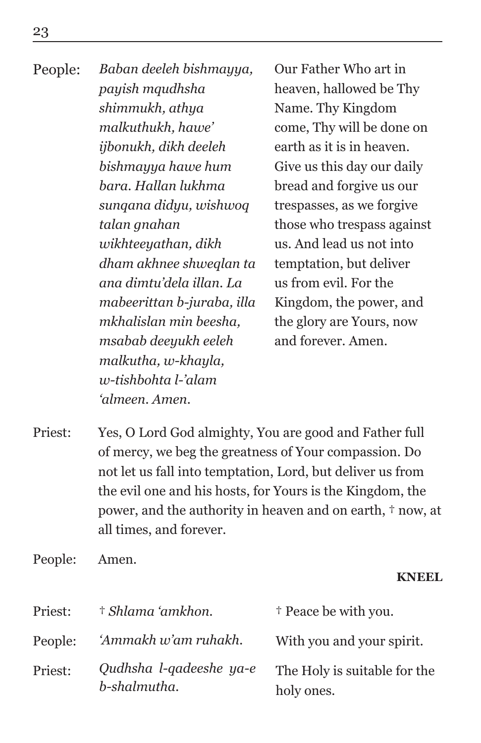| | | |
|---|---|---|
| People: | *Baban deeleh bishmayya, payish mqudhsha shimmukh, athya malkuthukh, hawe' ijbonukh, dikh deeleh bishmayya hawe hum bara. Hallan lukhma sunqana didyu, wishwoq talan gnahan wikhteeyathan, dikh dham akhnee shweqlan ta ana dimtu'dela illan. La mabeerittan b-juraba, illa mkhalislan min beesha, msabab deeyukh eeleh malkutha, w-khayla, w-tishbohta l-'alam 'almeen. Amen.* | Our Father Who art in heaven, hallowed be Thy Name. Thy Kingdom come, Thy will be done on earth as it is in heaven. Give us this day our daily bread and forgive us our trespasses, as we forgive those who trespass against us. And lead us not into temptation, but deliver us from evil. For the Kingdom, the power, and the glory are Yours, now and forever. Amen. |

Priest: Yes, O Lord God almighty, You are good and Father full of mercy, we beg the greatness of Your compassion. Do not let us fall into temptation, Lord, but deliver us from the evil one and his hosts, for Yours is the Kingdom, the power, and the authority in heaven and on earth, † now, at all times, and forever.

People: Amen.

**KNEEL**

| | | |
|---|---|---|
| Priest: | *† Shlama 'amkhon.* | † Peace be with you. |
| People: | *'Ammakh w'am ruhakh.* | With you and your spirit. |
| Priest: | *Qudhsha l-qadeeshe ya-e b-shalmutha.* | The Holy is suitable for the holy ones. |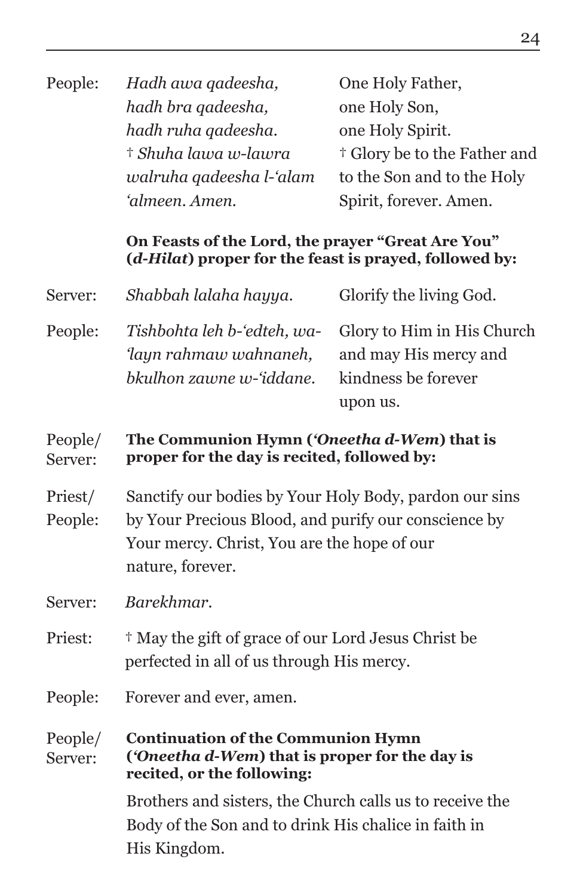| | | |
|---|---|---|
| People: | *Hadh awa qadeesha,*<br>*hadh bra qadeesha,*<br>*hadh ruha qadeesha.*<br>† *Shuha lawa w-lawra walruha qadeesha l-'alam 'almeen. Amen.* | One Holy Father,<br>one Holy Son,<br>one Holy Spirit.<br>† Glory be to the Father and to the Son and to the Holy Spirit, forever. Amen. |

**On Feasts of the Lord, the prayer "Great Are You" (*d-Hilat*) proper for the feast is prayed, followed by:**

| | | |
|---|---|---|
| Server: | *Shabbah lalaha hayya.* | Glorify the living God. |
| People: | *Tishbohta leh b-'edteh, wa-'layn rahmaw wahnaneh, bkulhon zawne w-'iddane.* | Glory to Him in His Church and may His mercy and kindness be forever upon us. |

People/Server: **The Communion Hymn (*'Oneetha d-Wem*) that is proper for the day is recited, followed by:**

Priest/People: Sanctify our bodies by Your Holy Body, pardon our sins by Your Precious Blood, and purify our conscience by Your mercy. Christ, You are the hope of our nature, forever.

Server: *Barekhmar.*

Priest: † May the gift of grace of our Lord Jesus Christ be perfected in all of us through His mercy.

People: Forever and ever, amen.

People/Server: **Continuation of the Communion Hymn (*'Oneetha d-Wem*) that is proper for the day is recited, or the following:**

Brothers and sisters, the Church calls us to receive the Body of the Son and to drink His chalice in faith in His Kingdom.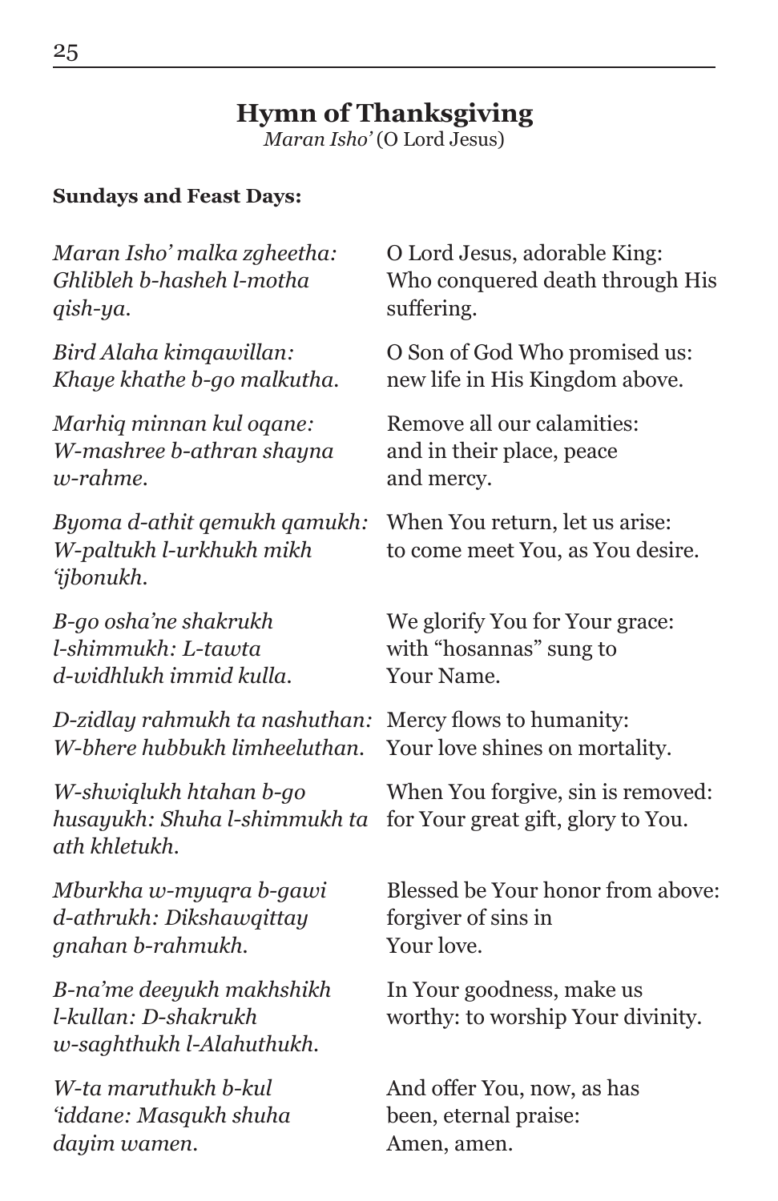## Hymn of Thanksgiving

*Maran Isho'* (O Lord Jesus)

**Sundays and Feast Days:**

| | |
|---|---|
| *Maran Isho' malka zgheetha: Ghlibleh b-hasheh l-motha qish-ya.* | O Lord Jesus, adorable King: Who conquered death through His suffering. |
| *Bird Alaha kimqawillan: Khaye khathe b-go malkutha.* | O Son of God Who promised us: new life in His Kingdom above. |
| *Marhiq minnan kul oqane: W-mashree b-athran shayna w-rahme.* | Remove all our calamities: and in their place, peace and mercy. |
| *Byoma d-athit qemukh qamukh: W-paltukh l-urkhukh mikh 'ijbonukh.* | When You return, let us arise: to come meet You, as You desire. |
| *B-go osha'ne shakrukh l-shimmukh: L-tawta d-widhlukh immid kulla.* | We glorify You for Your grace: with "hosannas" sung to Your Name. |
| *D-zidlay rahmukh ta nashuthan: W-bhere hubbukh limheeluthan.* | Mercy flows to humanity: Your love shines on mortality. |
| *W-shwiqlukh htahan b-go husayukh: Shuha l-shimmukh ta ath khletukh.* | When You forgive, sin is removed: for Your great gift, glory to You. |
| *Mburkha w-myuqra b-gawi d-athrukh: Dikshawqittay gnahan b-rahmukh.* | Blessed be Your honor from above: forgiver of sins in Your love. |
| *B-na'me deeyukh makhshikh l-kullan: D-shakrukh w-saghthukh l-Alahuthukh.* | In Your goodness, make us worthy: to worship Your divinity. |
| *W-ta maruthukh b-kul 'iddane: Masqukh shuha dayim wamen.* | And offer You, now, as has been, eternal praise: Amen, amen. |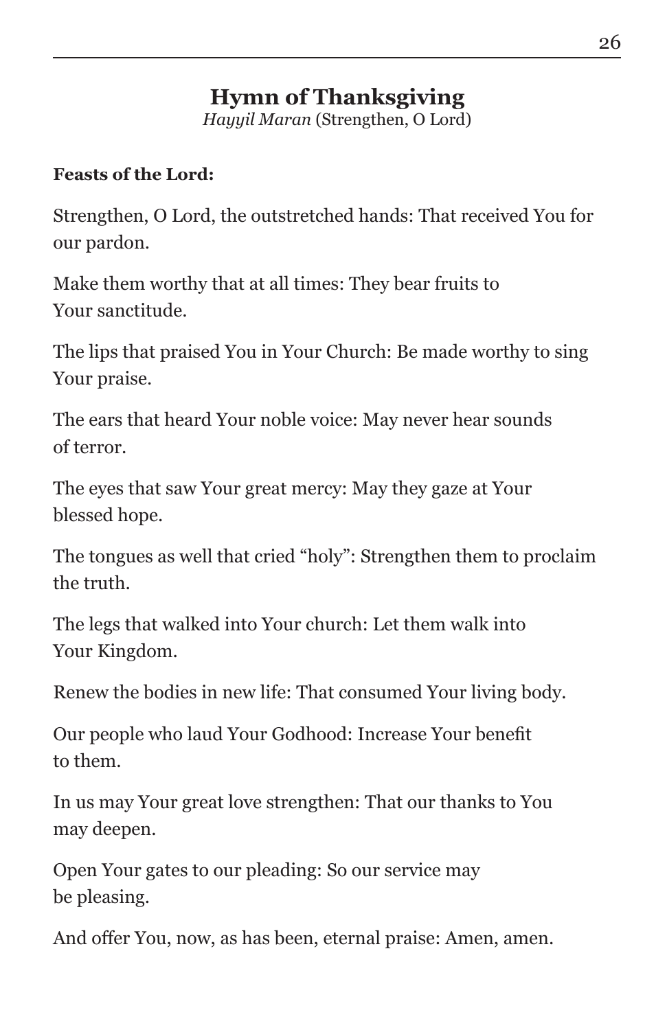# Hymn of Thanksgiving

*Hayyil Maran* (Strengthen, O Lord)

**Feasts of the Lord:**

Strengthen, O Lord, the outstretched hands: That received You for our pardon.

Make them worthy that at all times: They bear fruits to Your sanctitude.

The lips that praised You in Your Church: Be made worthy to sing Your praise.

The ears that heard Your noble voice: May never hear sounds of terror.

The eyes that saw Your great mercy: May they gaze at Your blessed hope.

The tongues as well that cried "holy": Strengthen them to proclaim the truth.

The legs that walked into Your church: Let them walk into Your Kingdom.

Renew the bodies in new life: That consumed Your living body.

Our people who laud Your Godhood: Increase Your benefit to them.

In us may Your great love strengthen: That our thanks to You may deepen.

Open Your gates to our pleading: So our service may be pleasing.

And offer You, now, as has been, eternal praise: Amen, amen.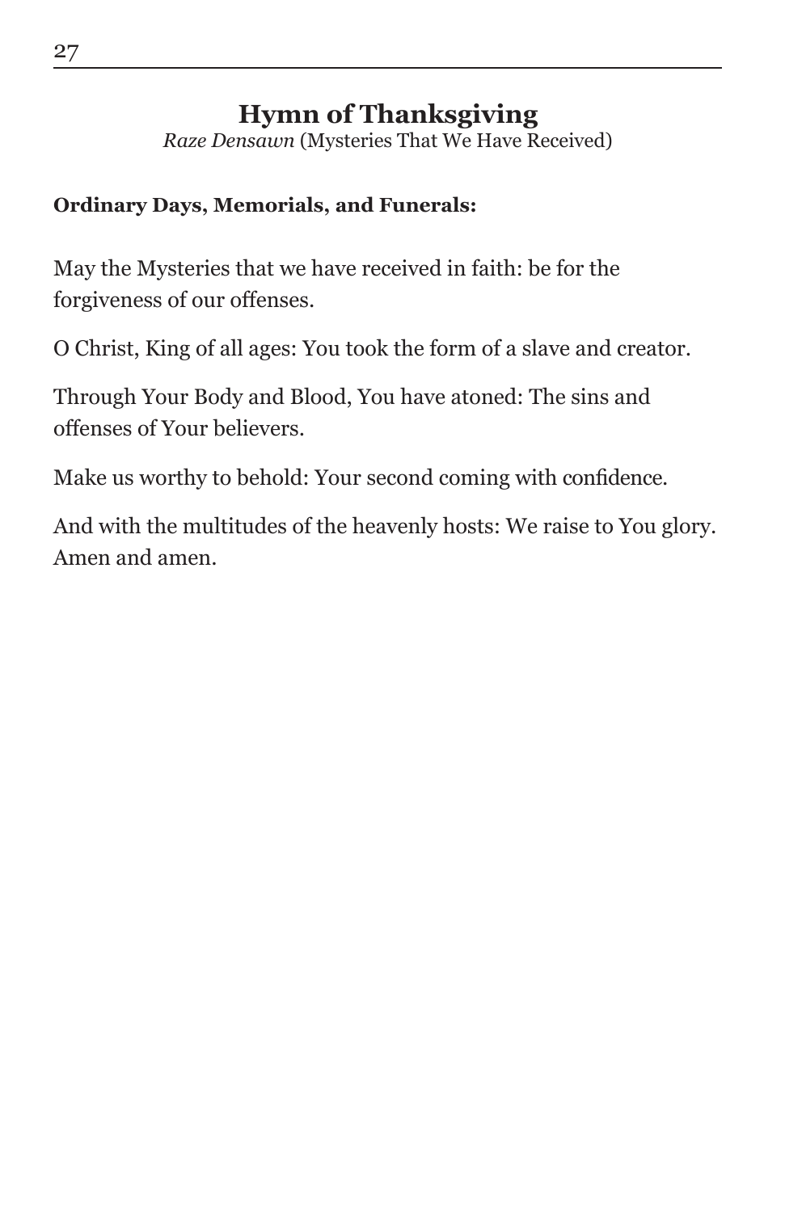## Hymn of Thanksgiving

*Raze Densawn* (Mysteries That We Have Received)

**Ordinary Days, Memorials, and Funerals:**

May the Mysteries that we have received in faith: be for the forgiveness of our offenses.

O Christ, King of all ages: You took the form of a slave and creator.

Through Your Body and Blood, You have atoned: The sins and offenses of Your believers.

Make us worthy to behold: Your second coming with confidence.

And with the multitudes of the heavenly hosts: We raise to You glory. Amen and amen.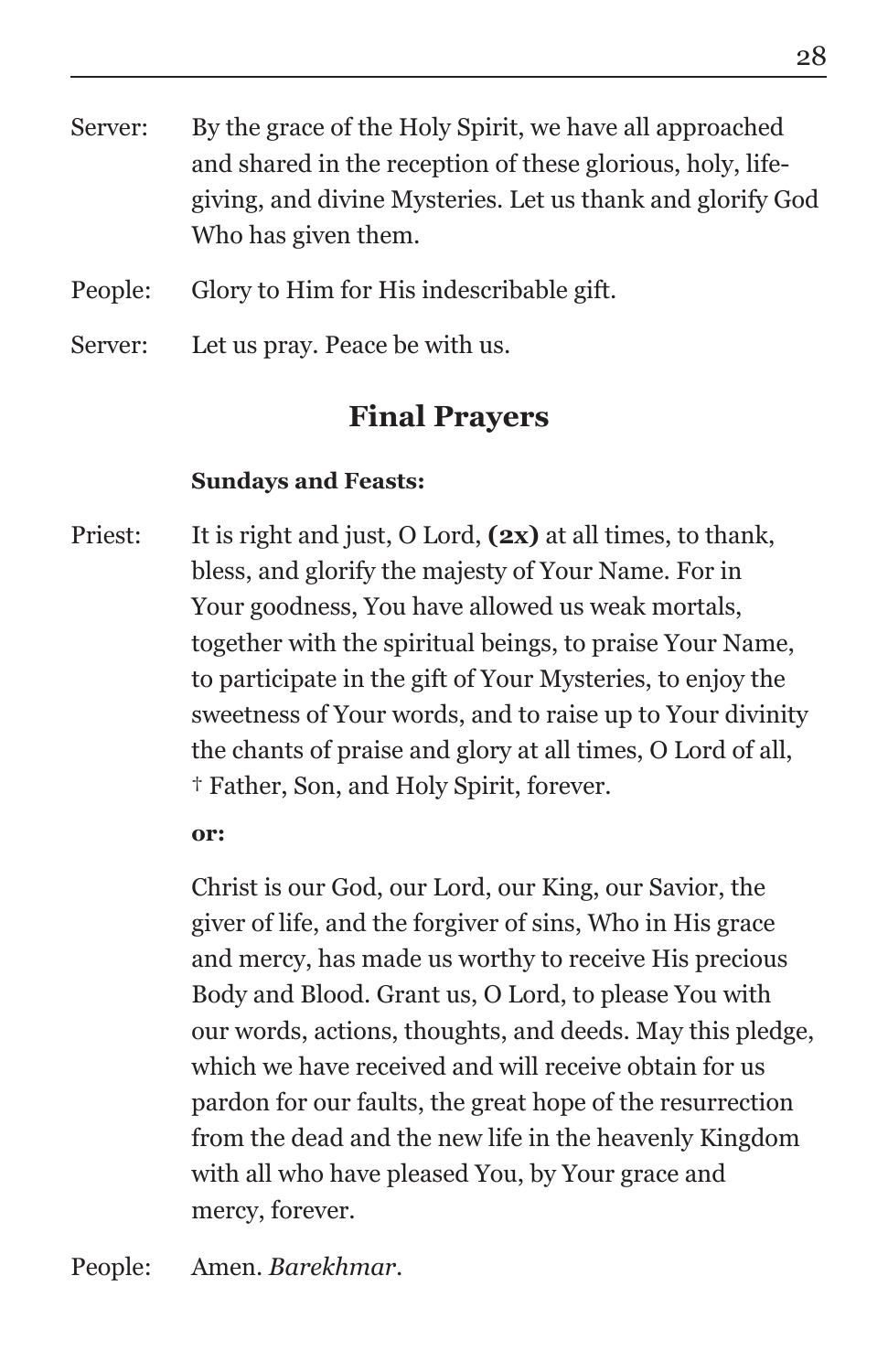Server: By the grace of the Holy Spirit, we have all approached and shared in the reception of these glorious, holy, life-giving, and divine Mysteries. Let us thank and glorify God Who has given them.

People: Glory to Him for His indescribable gift.

Server: Let us pray. Peace be with us.

## Final Prayers

**Sundays and Feasts:**

Priest: It is right and just, O Lord, **(2x)** at all times, to thank, bless, and glorify the majesty of Your Name. For in Your goodness, You have allowed us weak mortals, together with the spiritual beings, to praise Your Name, to participate in the gift of Your Mysteries, to enjoy the sweetness of Your words, and to raise up to Your divinity the chants of praise and glory at all times, O Lord of all, † Father, Son, and Holy Spirit, forever.

**or:**

Christ is our God, our Lord, our King, our Savior, the giver of life, and the forgiver of sins, Who in His grace and mercy, has made us worthy to receive His precious Body and Blood. Grant us, O Lord, to please You with our words, actions, thoughts, and deeds. May this pledge, which we have received and will receive obtain for us pardon for our faults, the great hope of the resurrection from the dead and the new life in the heavenly Kingdom with all who have pleased You, by Your grace and mercy, forever.

People: Amen. *Barekhmar*.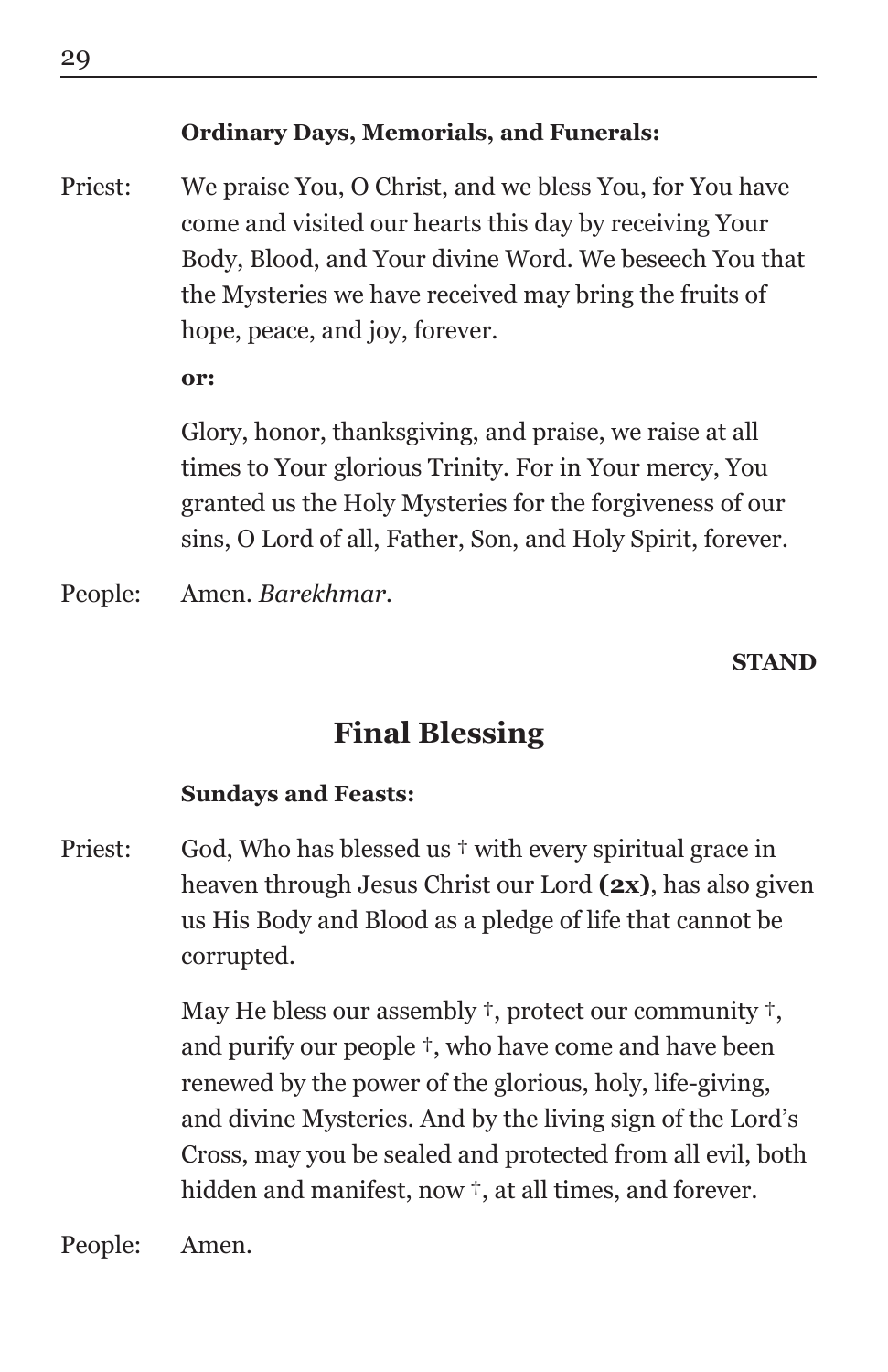**Ordinary Days, Memorials, and Funerals:**

Priest: We praise You, O Christ, and we bless You, for You have come and visited our hearts this day by receiving Your Body, Blood, and Your divine Word. We beseech You that the Mysteries we have received may bring the fruits of hope, peace, and joy, forever.

**or:**

Glory, honor, thanksgiving, and praise, we raise at all times to Your glorious Trinity. For in Your mercy, You granted us the Holy Mysteries for the forgiveness of our sins, O Lord of all, Father, Son, and Holy Spirit, forever.

People: Amen. *Barekhmar.*

**STAND**

## Final Blessing

**Sundays and Feasts:**

Priest: God, Who has blessed us † with every spiritual grace in heaven through Jesus Christ our Lord **(2x)**, has also given us His Body and Blood as a pledge of life that cannot be corrupted.

May He bless our assembly †, protect our community †, and purify our people †, who have come and have been renewed by the power of the glorious, holy, life-giving, and divine Mysteries. And by the living sign of the Lord's Cross, may you be sealed and protected from all evil, both hidden and manifest, now †, at all times, and forever.

People: Amen.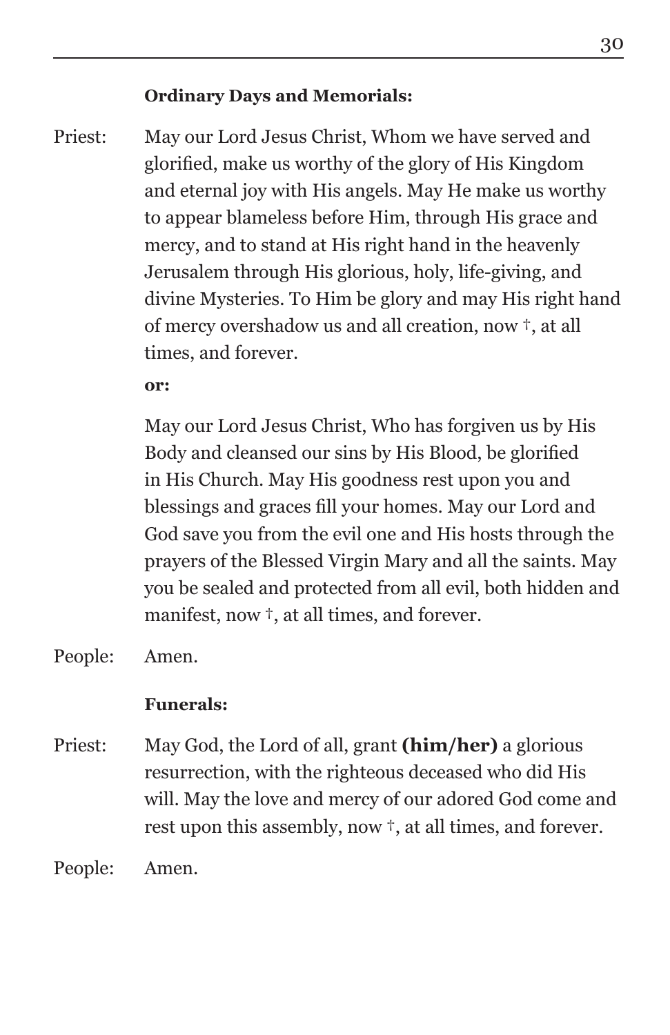**Ordinary Days and Memorials:**

Priest: May our Lord Jesus Christ, Whom we have served and glorified, make us worthy of the glory of His Kingdom and eternal joy with His angels. May He make us worthy to appear blameless before Him, through His grace and mercy, and to stand at His right hand in the heavenly Jerusalem through His glorious, holy, life-giving, and divine Mysteries. To Him be glory and may His right hand of mercy overshadow us and all creation, now †, at all times, and forever.

**or:**

May our Lord Jesus Christ, Who has forgiven us by His Body and cleansed our sins by His Blood, be glorified in His Church. May His goodness rest upon you and blessings and graces fill your homes. May our Lord and God save you from the evil one and His hosts through the prayers of the Blessed Virgin Mary and all the saints. May you be sealed and protected from all evil, both hidden and manifest, now †, at all times, and forever.

People: Amen.

**Funerals:**

Priest: May God, the Lord of all, grant **(him/her)** a glorious resurrection, with the righteous deceased who did His will. May the love and mercy of our adored God come and rest upon this assembly, now †, at all times, and forever.

People: Amen.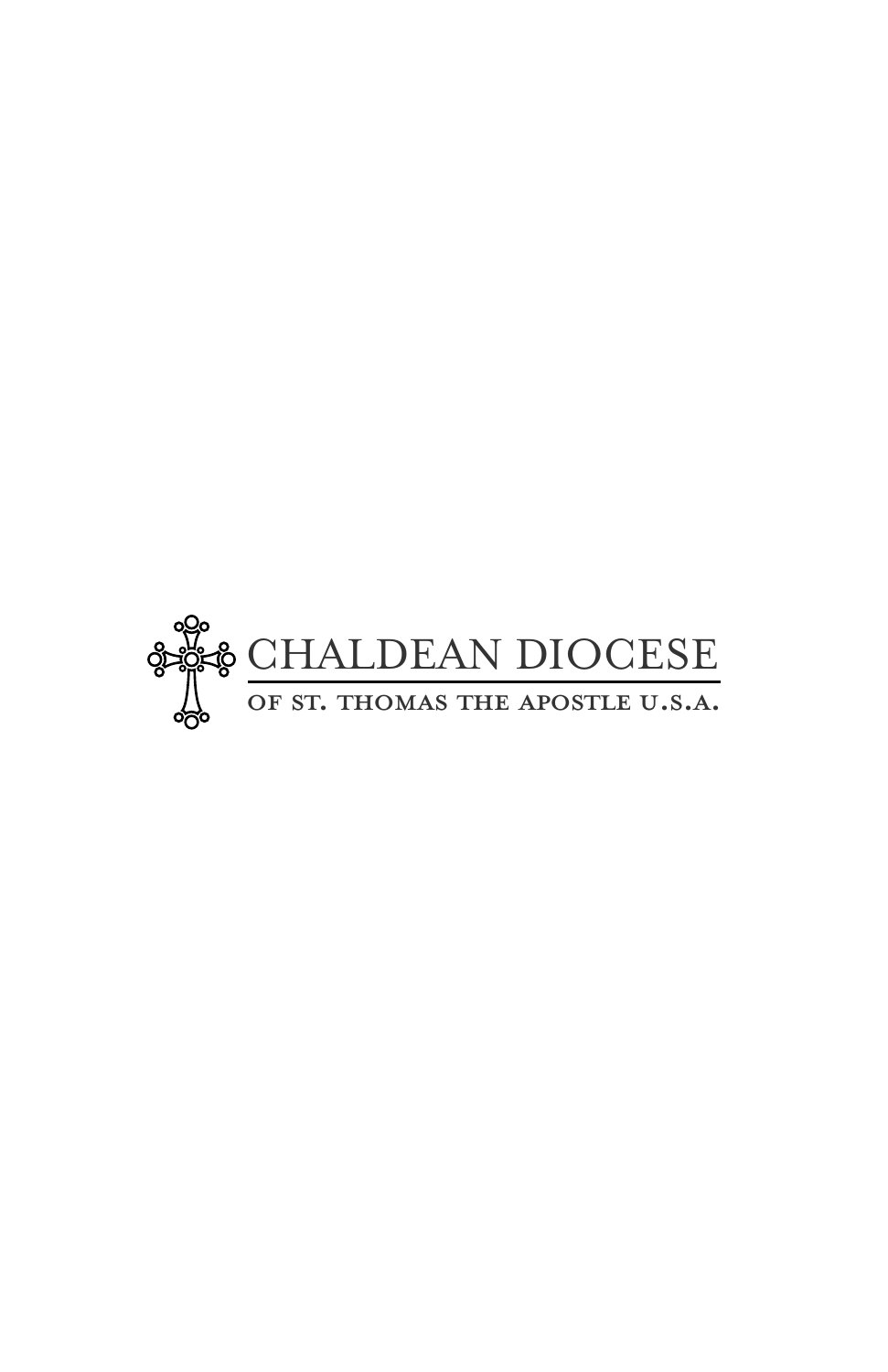CHALDEAN DIOCESE

OF ST. THOMAS THE APOSTLE U.S.A.